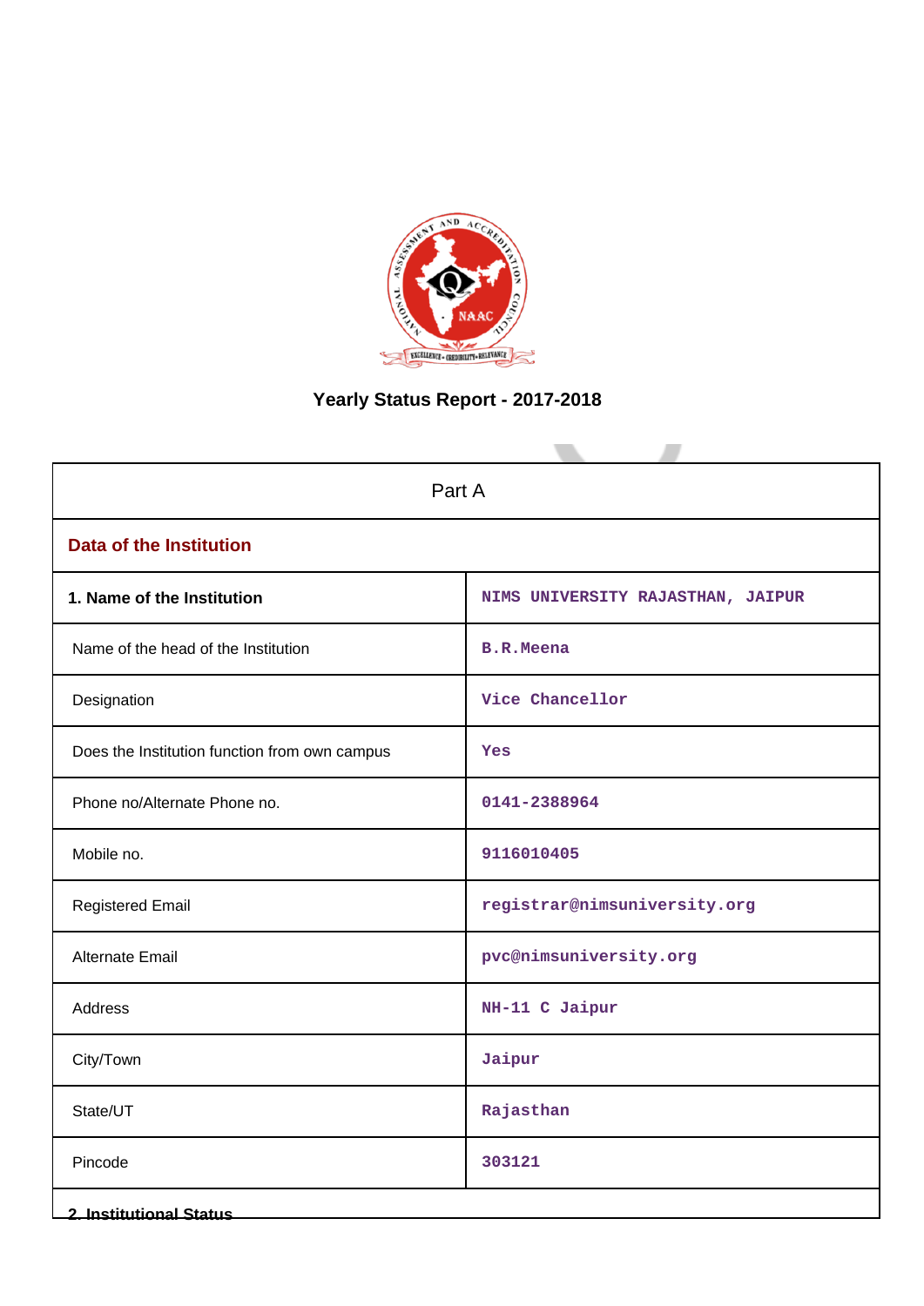# Yearly Status Report - 2017-2018

| Part A | |
|---|---|
| **Data of the Institution** | |
| **1. Name of the Institution** | NIMS UNIVERSITY RAJASTHAN, JAIPUR |
| Name of the head of the Institution | B.R.Meena |
| Designation | Vice Chancellor |
| Does the Institution function from own campus | Yes |
| Phone no/Alternate Phone no. | 0141-2388964 |
| Mobile no. | 9116010405 |
| Registered Email | registrar@nimsuniversity.org |
| Alternate Email | pvc@nimsuniversity.org |
| Address | NH-11 C Jaipur |
| City/Town | Jaipur |
| State/UT | Rajasthan |
| Pincode | 303121 |

**2. Institutional Status**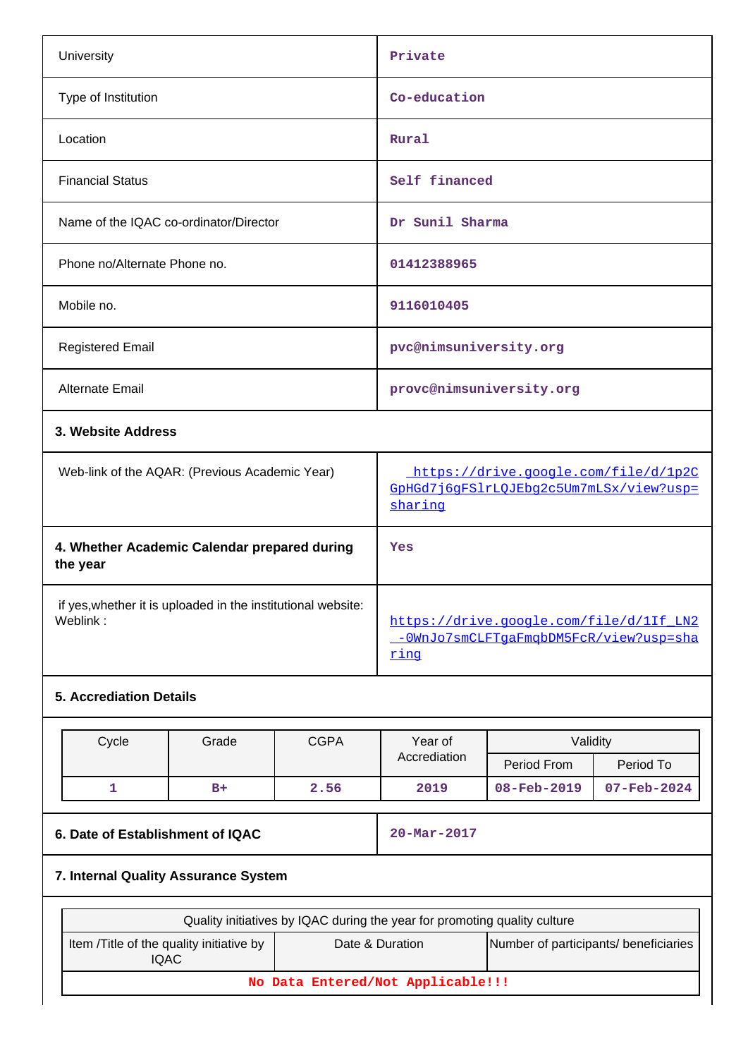| | |
|---|---|
| University | Private |
| Type of Institution | Co-education |
| Location | Rural |
| Financial Status | Self financed |
| Name of the IQAC co-ordinator/Director | Dr Sunil Sharma |
| Phone no/Alternate Phone no. | 01412388965 |
| Mobile no. | 9116010405 |
| Registered Email | pvc@nimsuniversity.org |
| Alternate Email | provc@nimsuniversity.org |

**3. Website Address**

| | |
|---|---|
| Web-link of the AQAR: (Previous Academic Year) | https://drive.google.com/file/d/1p2CGpHGd7j6gFSlrLQJEbg2c5Um7mLSx/view?usp=sharing |
| **4. Whether Academic Calendar prepared during the year** | Yes |
| if yes,whether it is uploaded in the institutional website: Weblink : | https://drive.google.com/file/d/1If_LN2-0WnJo7smCLFTgaFmqbDM5FcR/view?usp=sharing |

**5. Accreditation Details**

| Cycle | Grade | CGPA | Year of Accreditation | Validity | |
|---|---|---|---|---|---|
| | | | | Period From | Period To |
| 1 | B+ | 2.56 | 2019 | 08-Feb-2019 | 07-Feb-2024 |

| | |
|---|---|
| **6. Date of Establishment of IQAC** | 20-Mar-2017 |

**7. Internal Quality Assurance System**

| Quality initiatives by IQAC during the year for promoting quality culture | | |
|---|---|---|
| Item /Title of the quality initiative by IQAC | Date & Duration | Number of participants/ beneficiaries |
| No Data Entered/Not Applicable!!! | | |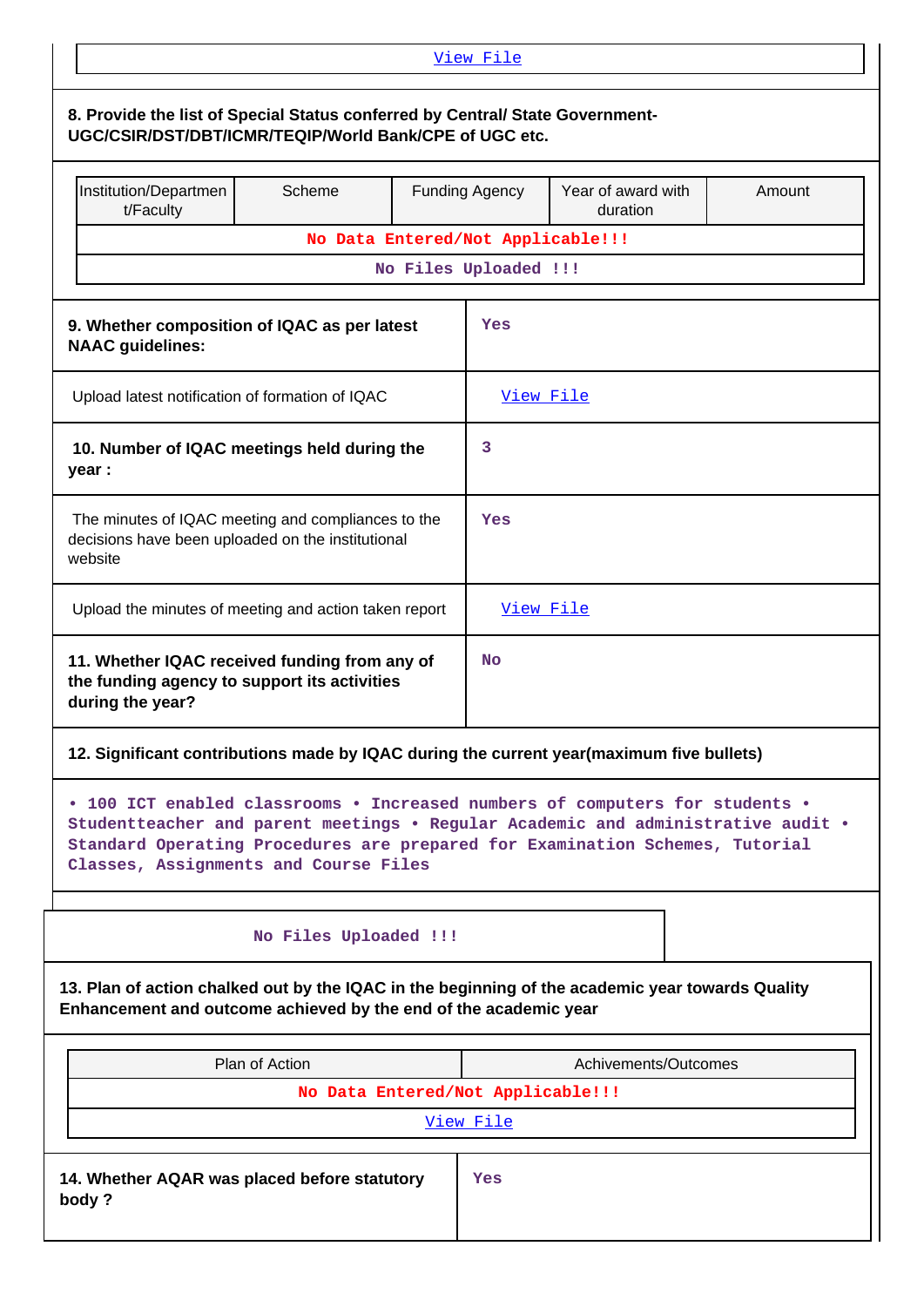View File

**8. Provide the list of Special Status conferred by Central/ State Government-UGC/CSIR/DST/DBT/ICMR/TEQIP/World Bank/CPE of UGC etc.**

| Institution/Department/Faculty | Scheme | Funding Agency | Year of award with duration | Amount |
|---|---|---|---|---|
| No Data Entered/Not Applicable!!! | | | | |
| No Files Uploaded !!! | | | | |

| | |
|---|---|
| **9. Whether composition of IQAC as per latest NAAC guidelines:** | Yes |
| Upload latest notification of formation of IQAC | View File |
| **10. Number of IQAC meetings held during the year :** | 3 |
| The minutes of IQAC meeting and compliances to the decisions have been uploaded on the institutional website | Yes |
| Upload the minutes of meeting and action taken report | View File |
| **11. Whether IQAC received funding from any of the funding agency to support its activities during the year?** | No |

**12. Significant contributions made by IQAC during the current year(maximum five bullets)**

• 100 ICT enabled classrooms • Increased numbers of computers for students • Studentteacher and parent meetings • Regular Academic and administrative audit • Standard Operating Procedures are prepared for Examination Schemes, Tutorial Classes, Assignments and Course Files

No Files Uploaded !!!

**13. Plan of action chalked out by the IQAC in the beginning of the academic year towards Quality Enhancement and outcome achieved by the end of the academic year**

| Plan of Action | Achivements/Outcomes |
|---|---|
| No Data Entered/Not Applicable!!! | |
| View File | |

| | |
|---|---|
| **14. Whether AQAR was placed before statutory body ?** | Yes |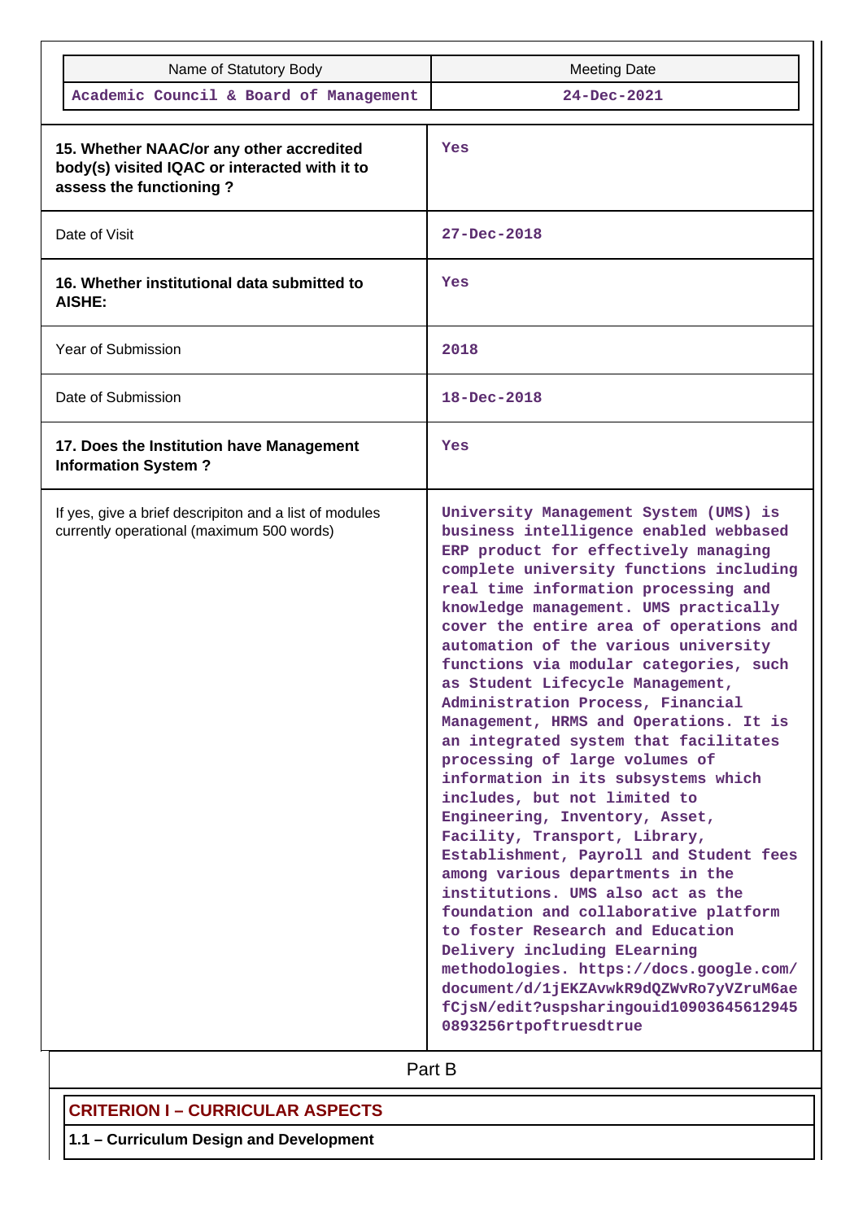| Name of Statutory Body | Meeting Date |
|---|---|
| Academic Council & Board of Management | 24-Dec-2021 |

| | |
|---|---|
| **15. Whether NAAC/or any other accredited body(s) visited IQAC or interacted with it to assess the functioning ?** | Yes |
| Date of Visit | 27-Dec-2018 |
| **16. Whether institutional data submitted to AISHE:** | Yes |
| Year of Submission | 2018 |
| Date of Submission | 18-Dec-2018 |
| **17. Does the Institution have Management Information System ?** | Yes |
| If yes, give a brief descripiton and a list of modules currently operational (maximum 500 words) | University Management System (UMS) is business intelligence enabled webbased ERP product for effectively managing complete university functions including real time information processing and knowledge management. UMS practically cover the entire area of operations and automation of the various university functions via modular categories, such as Student Lifecycle Management, Administration Process, Financial Management, HRMS and Operations. It is an integrated system that facilitates processing of large volumes of information in its subsystems which includes, but not limited to Engineering, Inventory, Asset, Facility, Transport, Library, Establishment, Payroll and Student fees among various departments in the institutions. UMS also act as the foundation and collaborative platform to foster Research and Education Delivery including ELearning methodologies. https://docs.google.com/document/d/1jEKZAvwkR9dQZWvRo7yVZruM6aefCjsN/edit?uspsharingouid109036456129450893256rtpoftruesdtrue |

Part B

## CRITERION I – CURRICULAR ASPECTS

### 1.1 – Curriculum Design and Development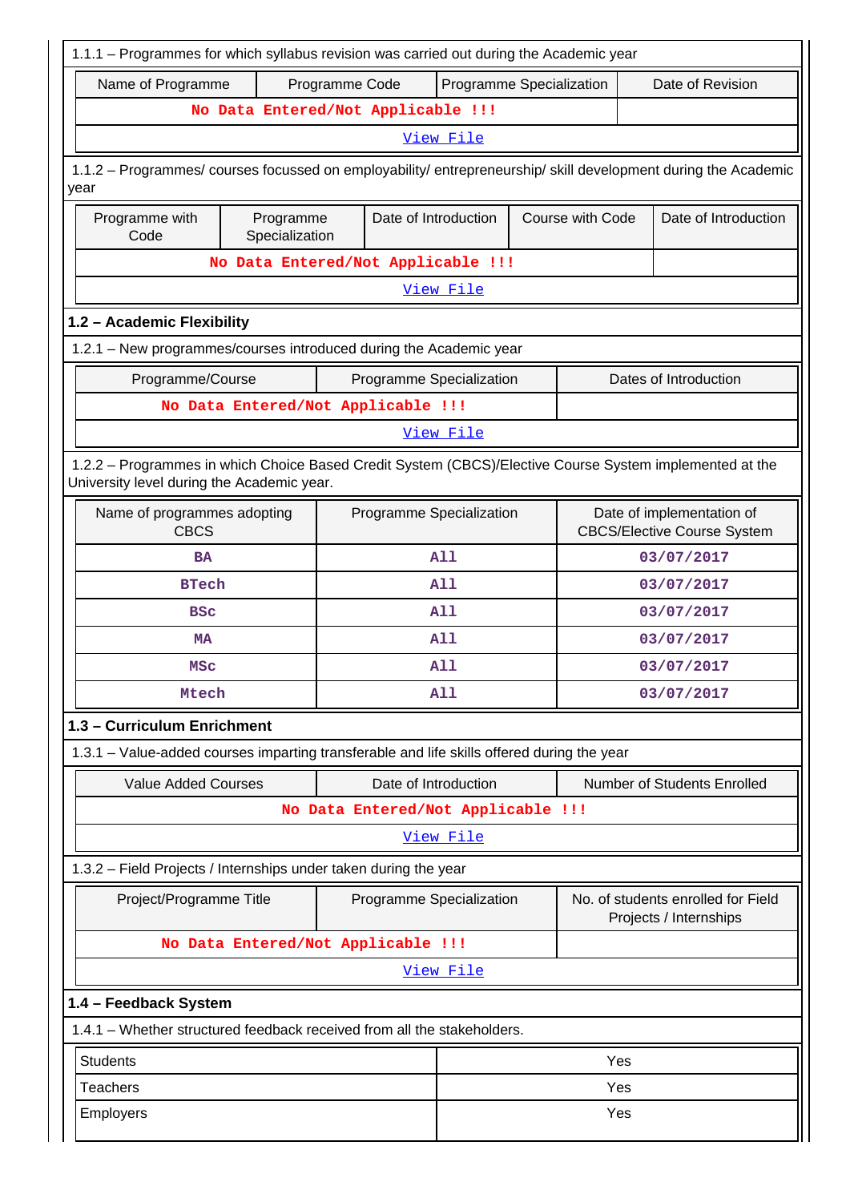1.1.1 – Programmes for which syllabus revision was carried out during the Academic year

| Name of Programme | Programme Code | Programme Specialization | Date of Revision |
|---|---|---|---|
| No Data Entered/Not Applicable !!! | | | |
| View File | | | |

1.1.2 – Programmes/ courses focussed on employability/ entrepreneurship/ skill development during the Academic year

| Programme with Code | Programme Specialization | Date of Introduction | Course with Code | Date of Introduction |
|---|---|---|---|---|
| No Data Entered/Not Applicable !!! | | | | |
| View File | | | | |

## 1.2 – Academic Flexibility

1.2.1 – New programmes/courses introduced during the Academic year

| Programme/Course | Programme Specialization | Dates of Introduction |
|---|---|---|
| No Data Entered/Not Applicable !!! | | |
| View File | | |

1.2.2 – Programmes in which Choice Based Credit System (CBCS)/Elective Course System implemented at the University level during the Academic year.

| Name of programmes adopting CBCS | Programme Specialization | Date of implementation of CBCS/Elective Course System |
|---|---|---|
| BA | All | 03/07/2017 |
| BTech | All | 03/07/2017 |
| BSc | All | 03/07/2017 |
| MA | All | 03/07/2017 |
| MSc | All | 03/07/2017 |
| Mtech | All | 03/07/2017 |

## 1.3 – Curriculum Enrichment

1.3.1 – Value-added courses imparting transferable and life skills offered during the year

| Value Added Courses | Date of Introduction | Number of Students Enrolled |
|---|---|---|
| No Data Entered/Not Applicable !!! | | |
| View File | | |

1.3.2 – Field Projects / Internships under taken during the year

| Project/Programme Title | Programme Specialization | No. of students enrolled for Field Projects / Internships |
|---|---|---|
| No Data Entered/Not Applicable !!! | | |
| View File | | |

## 1.4 – Feedback System

1.4.1 – Whether structured feedback received from all the stakeholders.

| | |
|---|---|
| Students | Yes |
| Teachers | Yes |
| Employers | Yes |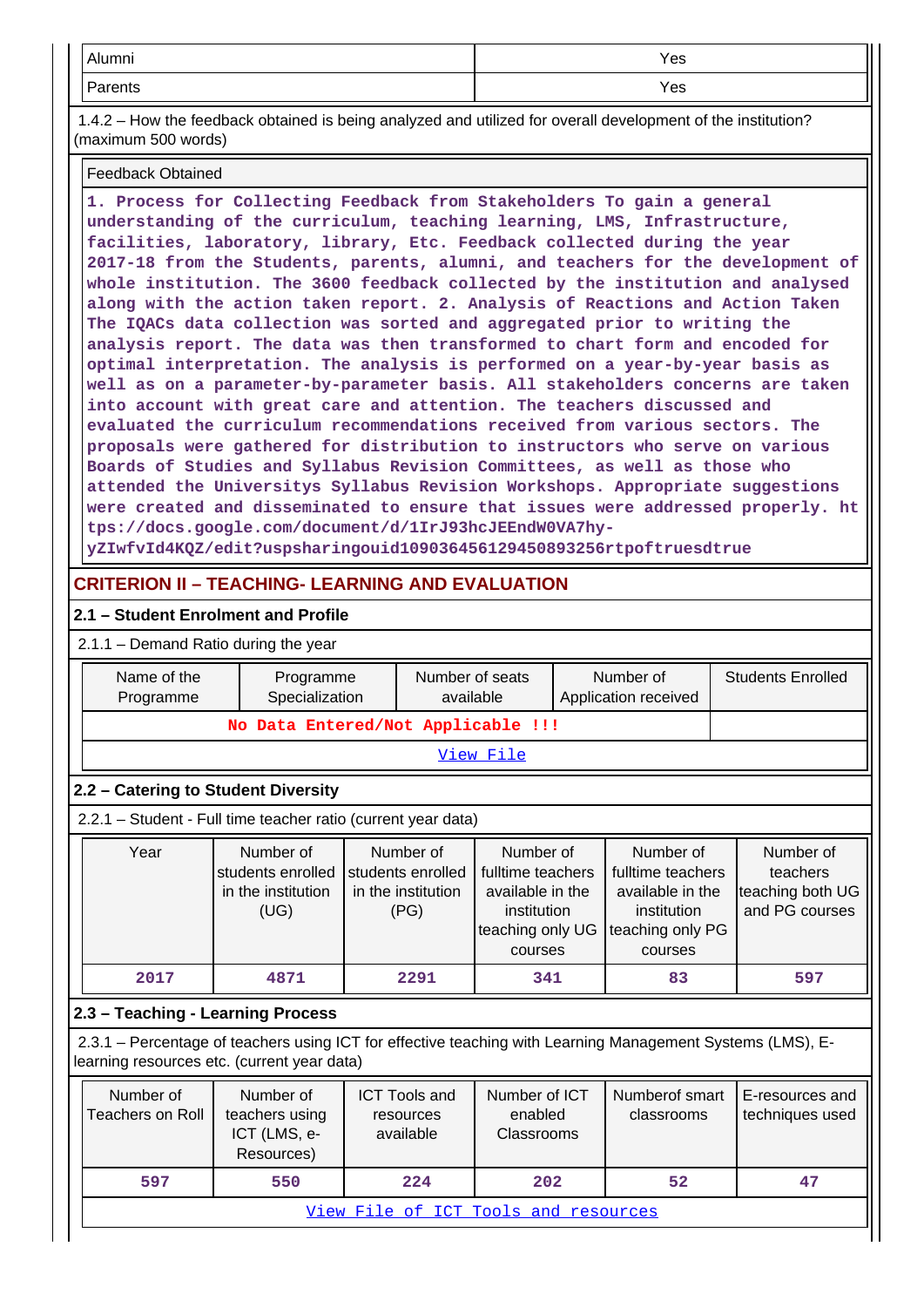| Alumni | Yes |
|---|---|
| Parents | Yes |

1.4.2 – How the feedback obtained is being analyzed and utilized for overall development of the institution? (maximum 500 words)

| Feedback Obtained |
|---|
| 1. Process for Collecting Feedback from Stakeholders To gain a general understanding of the curriculum, teaching learning, LMS, Infrastructure, facilities, laboratory, library, Etc. Feedback collected during the year 2017-18 from the Students, parents, alumni, and teachers for the development of whole institution. The 3600 feedback collected by the institution and analysed along with the action taken report. 2. Analysis of Reactions and Action Taken The IQACs data collection was sorted and aggregated prior to writing the analysis report. The data was then transformed to chart form and encoded for optimal interpretation. The analysis is performed on a year-by-year basis as well as on a parameter-by-parameter basis. All stakeholders concerns are taken into account with great care and attention. The teachers discussed and evaluated the curriculum recommendations received from various sectors. The proposals were gathered for distribution to instructors who serve on various Boards of Studies and Syllabus Revision Committees, as well as those who attended the Universitys Syllabus Revision Workshops. Appropriate suggestions were created and disseminated to ensure that issues were addressed properly. https://docs.google.com/document/d/1IrJ93hcJEEndW0VA7hy-yZIwfvId4KQZ/edit?uspsharingouid109036456129450893256rtpoftruesdtrue |

## CRITERION II – TEACHING- LEARNING AND EVALUATION

### 2.1 – Student Enrolment and Profile

2.1.1 – Demand Ratio during the year

| Name of the Programme | Programme Specialization | Number of seats available | Number of Application received | Students Enrolled |
|---|---|---|---|---|
| No Data Entered/Not Applicable !!! | | | | |
| View File | | | | |

### 2.2 – Catering to Student Diversity

2.2.1 – Student - Full time teacher ratio (current year data)

| Year | Number of students enrolled in the institution (UG) | Number of students enrolled in the institution (PG) | Number of fulltime teachers available in the institution teaching only UG courses | Number of fulltime teachers available in the institution teaching only PG courses | Number of teachers teaching both UG and PG courses |
|---|---|---|---|---|---|
| 2017 | 4871 | 2291 | 341 | 83 | 597 |

### 2.3 – Teaching - Learning Process

2.3.1 – Percentage of teachers using ICT for effective teaching with Learning Management Systems (LMS), E-learning resources etc. (current year data)

| Number of Teachers on Roll | Number of teachers using ICT (LMS, e-Resources) | ICT Tools and resources available | Number of ICT enabled Classrooms | Numberof smart classrooms | E-resources and techniques used |
|---|---|---|---|---|---|
| 597 | 550 | 224 | 202 | 52 | 47 |
| View File of ICT Tools and resources | | | | | |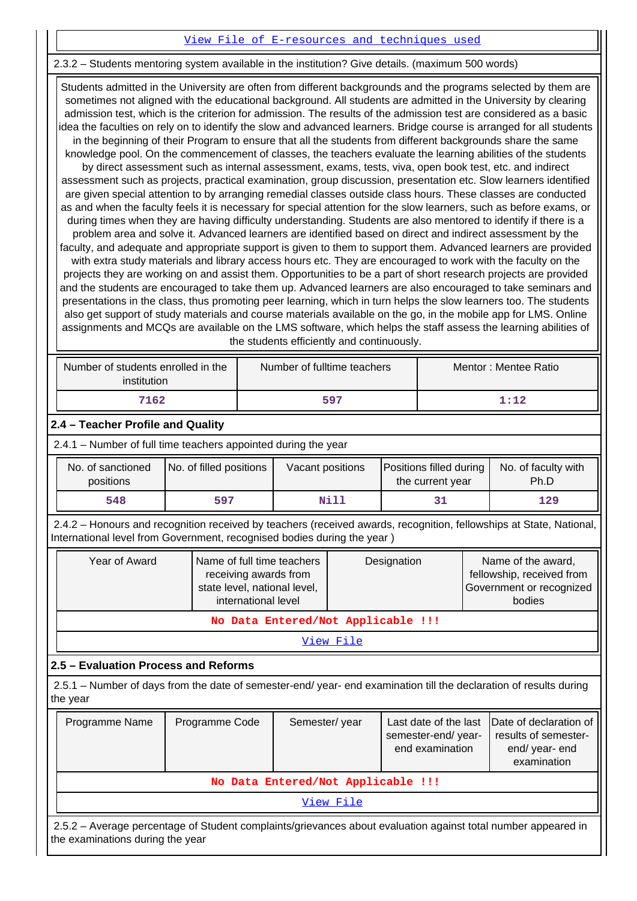View File of E-resources and techniques used

2.3.2 – Students mentoring system available in the institution? Give details. (maximum 500 words)

Students admitted in the University are often from different backgrounds and the programs selected by them are sometimes not aligned with the educational background. All students are admitted in the University by clearing admission test, which is the criterion for admission. The results of the admission test are considered as a basic idea the faculties on rely on to identify the slow and advanced learners. Bridge course is arranged for all students in the beginning of their Program to ensure that all the students from different backgrounds share the same knowledge pool. On the commencement of classes, the teachers evaluate the learning abilities of the students by direct assessment such as internal assessment, exams, tests, viva, open book test, etc. and indirect assessment such as projects, practical examination, group discussion, presentation etc. Slow learners identified are given special attention to by arranging remedial classes outside class hours. These classes are conducted as and when the faculty feels it is necessary for special attention for the slow learners, such as before exams, or during times when they are having difficulty understanding. Students are also mentored to identify if there is a problem area and solve it. Advanced learners are identified based on direct and indirect assessment by the faculty, and adequate and appropriate support is given to them to support them. Advanced learners are provided with extra study materials and library access hours etc. They are encouraged to work with the faculty on the projects they are working on and assist them. Opportunities to be a part of short research projects are provided and the students are encouraged to take them up. Advanced learners are also encouraged to take seminars and presentations in the class, thus promoting peer learning, which in turn helps the slow learners too. The students also get support of study materials and course materials available on the go, in the mobile app for LMS. Online assignments and MCQs are available on the LMS software, which helps the staff assess the learning abilities of the students efficiently and continuously.

| Number of students enrolled in the institution | Number of fulltime teachers | Mentor : Mentee Ratio |
|---|---|---|
| 7162 | 597 | 1:12 |

## 2.4 – Teacher Profile and Quality

2.4.1 – Number of full time teachers appointed during the year

| No. of sanctioned positions | No. of filled positions | Vacant positions | Positions filled during the current year | No. of faculty with Ph.D |
|---|---|---|---|---|
| 548 | 597 | Nill | 31 | 129 |

2.4.2 – Honours and recognition received by teachers (received awards, recognition, fellowships at State, National, International level from Government, recognised bodies during the year )

| Year of Award | Name of full time teachers receiving awards from state level, national level, international level | Designation | Name of the award, fellowship, received from Government or recognized bodies |
|---|---|---|---|
| No Data Entered/Not Applicable !!! | | | |

View File

## 2.5 – Evaluation Process and Reforms

2.5.1 – Number of days from the date of semester-end/ year- end examination till the declaration of results during the year

| Programme Name | Programme Code | Semester/ year | Last date of the last semester-end/ year- end examination | Date of declaration of results of semester- end/ year- end examination |
|---|---|---|---|---|
| No Data Entered/Not Applicable !!! | | | | |

View File

2.5.2 – Average percentage of Student complaints/grievances about evaluation against total number appeared in the examinations during the year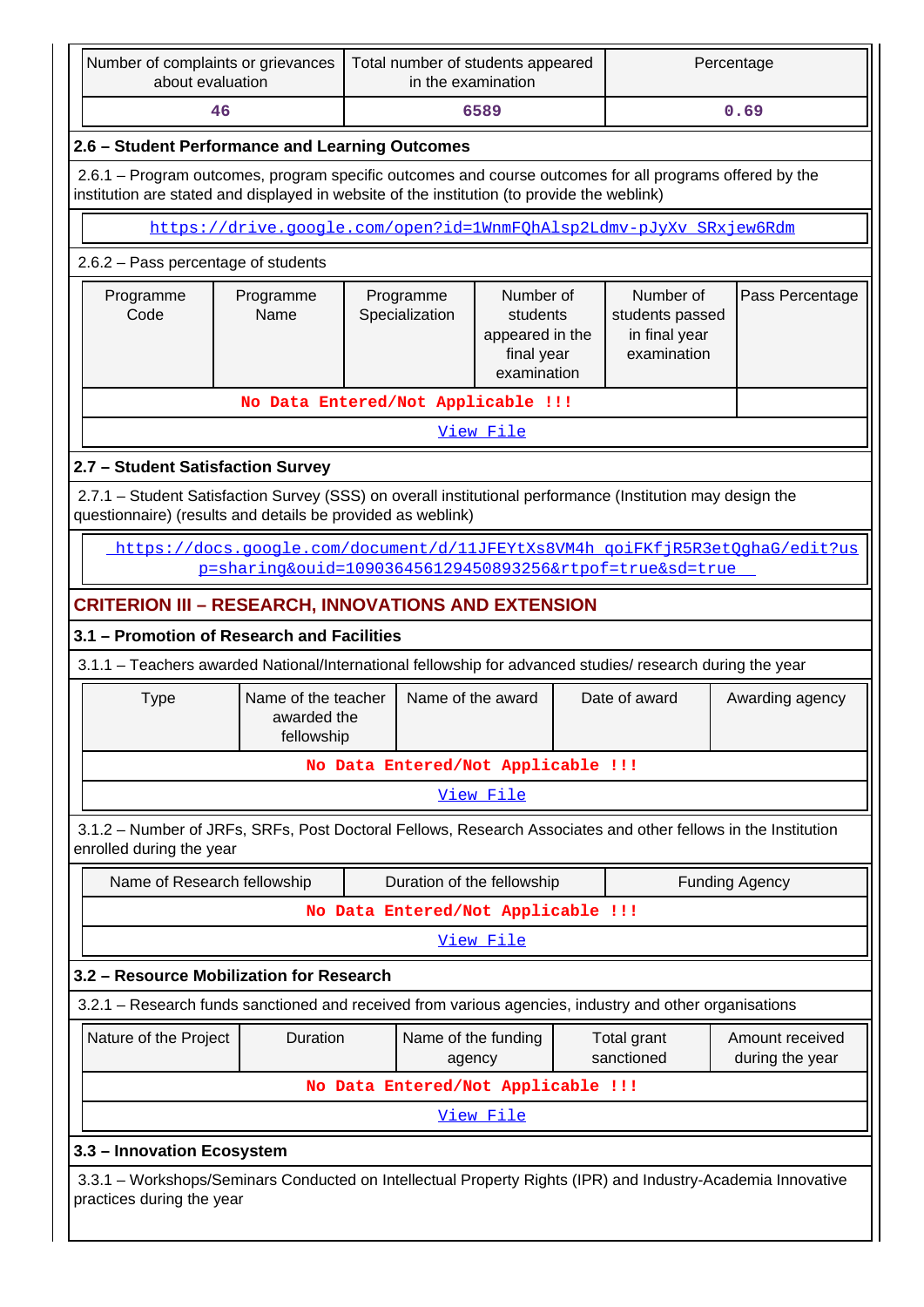| Number of complaints or grievances about evaluation | Total number of students appeared in the examination | Percentage |
|---|---|---|
| 46 | 6589 | 0.69 |

### 2.6 – Student Performance and Learning Outcomes

2.6.1 – Program outcomes, program specific outcomes and course outcomes for all programs offered by the institution are stated and displayed in website of the institution (to provide the weblink)

https://drive.google.com/open?id=1WnmFQhAlsp2Ldmv-pJyXv_SRxjew6Rdm

2.6.2 – Pass percentage of students

| Programme Code | Programme Name | Programme Specialization | Number of students appeared in the final year examination | Number of students passed in final year examination | Pass Percentage |
|---|---|---|---|---|---|
| No Data Entered/Not Applicable !!! | | | | | |
| View File | | | | | |

### 2.7 – Student Satisfaction Survey

2.7.1 – Student Satisfaction Survey (SSS) on overall institutional performance (Institution may design the questionnaire) (results and details be provided as weblink)

https://docs.google.com/document/d/11JFEYtXs8VM4h_qoiFKfjR5R3etQghaG/edit?usp=sharing&ouid=109036456129450893256&rtpof=true&sd=true

## CRITERION III – RESEARCH, INNOVATIONS AND EXTENSION

### 3.1 – Promotion of Research and Facilities

3.1.1 – Teachers awarded National/International fellowship for advanced studies/ research during the year

| Type | Name of the teacher awarded the fellowship | Name of the award | Date of award | Awarding agency |
|---|---|---|---|---|
| No Data Entered/Not Applicable !!! | | | | |
| View File | | | | |

3.1.2 – Number of JRFs, SRFs, Post Doctoral Fellows, Research Associates and other fellows in the Institution enrolled during the year

| Name of Research fellowship | Duration of the fellowship | Funding Agency |
|---|---|---|
| No Data Entered/Not Applicable !!! | | |
| View File | | |

### 3.2 – Resource Mobilization for Research

3.2.1 – Research funds sanctioned and received from various agencies, industry and other organisations

| Nature of the Project | Duration | Name of the funding agency | Total grant sanctioned | Amount received during the year |
|---|---|---|---|---|
| No Data Entered/Not Applicable !!! | | | | |
| View File | | | | |

### 3.3 – Innovation Ecosystem

3.3.1 – Workshops/Seminars Conducted on Intellectual Property Rights (IPR) and Industry-Academia Innovative practices during the year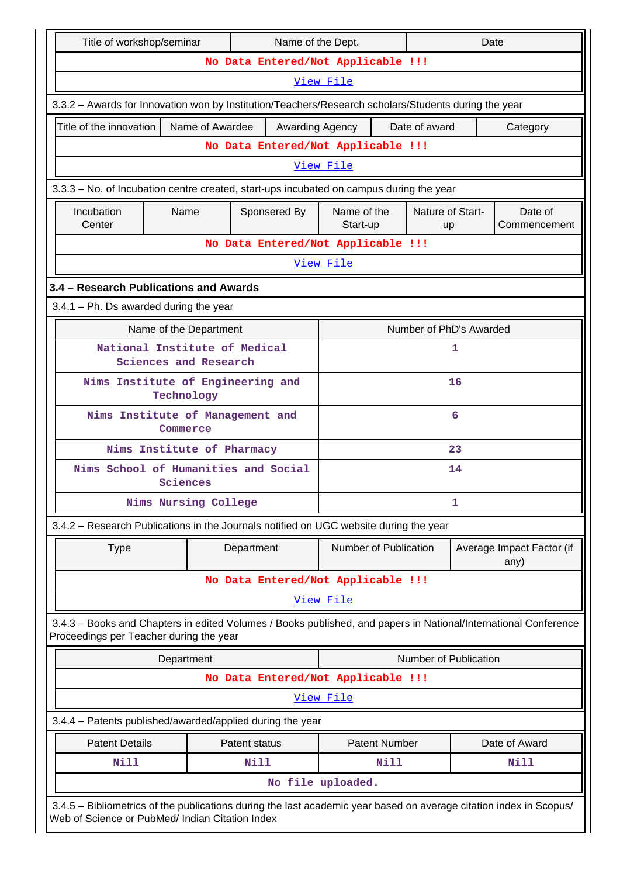| Title of workshop/seminar | Name of the Dept. | Date |
|---|---|---|
| No Data Entered/Not Applicable !!! | | |
| View File | | |

3.3.2 – Awards for Innovation won by Institution/Teachers/Research scholars/Students during the year

| Title of the innovation | Name of Awardee | Awarding Agency | Date of award | Category |
|---|---|---|---|---|
| No Data Entered/Not Applicable !!! | | | | |
| View File | | | | |

3.3.3 – No. of Incubation centre created, start-ups incubated on campus during the year

| Incubation Center | Name | Sponsered By | Name of the Start-up | Nature of Start-up | Date of Commencement |
|---|---|---|---|---|---|
| No Data Entered/Not Applicable !!! | | | | | |
| View File | | | | | |

**3.4 – Research Publications and Awards**

3.4.1 – Ph. Ds awarded during the year

| Name of the Department | Number of PhD's Awarded |
|---|---|
| National Institute of Medical Sciences and Research | 1 |
| Nims Institute of Engineering and Technology | 16 |
| Nims Institute of Management and Commerce | 6 |
| Nims Institute of Pharmacy | 23 |
| Nims School of Humanities and Social Sciences | 14 |
| Nims Nursing College | 1 |

3.4.2 – Research Publications in the Journals notified on UGC website during the year

| Type | Department | Number of Publication | Average Impact Factor (if any) |
|---|---|---|---|
| No Data Entered/Not Applicable !!! | | | |
| View File | | | |

3.4.3 – Books and Chapters in edited Volumes / Books published, and papers in National/International Conference Proceedings per Teacher during the year

| Department | Number of Publication |
|---|---|
| No Data Entered/Not Applicable !!! | |
| View File | |

3.4.4 – Patents published/awarded/applied during the year

| Patent Details | Patent status | Patent Number | Date of Award |
|---|---|---|---|
| Nill | Nill | Nill | Nill |
| No file uploaded. | | | |

3.4.5 – Bibliometrics of the publications during the last academic year based on average citation index in Scopus/ Web of Science or PubMed/ Indian Citation Index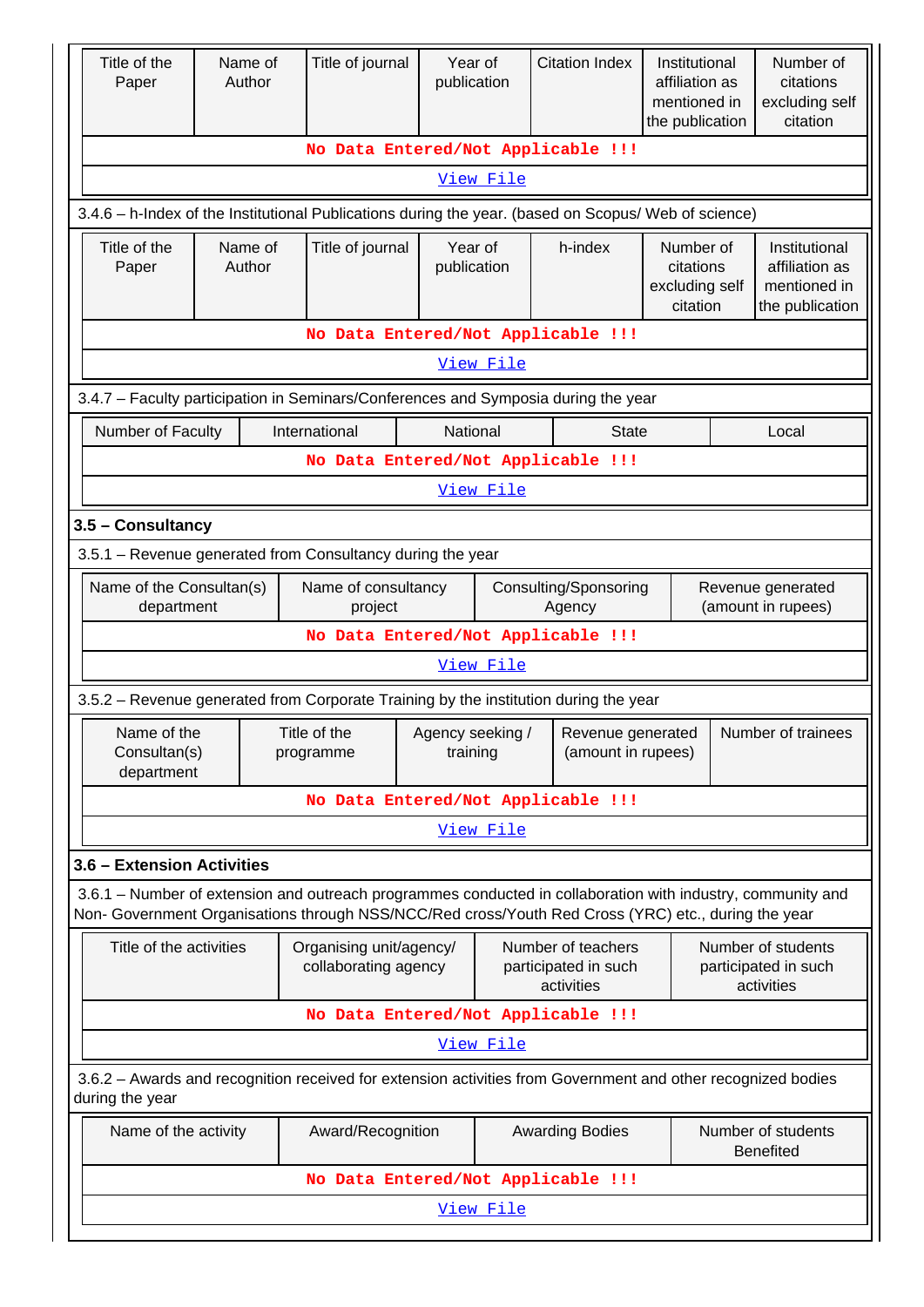| Title of the Paper | Name of Author | Title of journal | Year of publication | Citation Index | Institutional affiliation as mentioned in the publication | Number of citations excluding self citation |
|---|---|---|---|---|---|---|
| No Data Entered/Not Applicable !!! | | | | | | |
| View File | | | | | | |

3.4.6 – h-Index of the Institutional Publications during the year. (based on Scopus/ Web of science)

| Title of the Paper | Name of Author | Title of journal | Year of publication | h-index | Number of citations excluding self citation | Institutional affiliation as mentioned in the publication |
|---|---|---|---|---|---|---|
| No Data Entered/Not Applicable !!! | | | | | | |
| View File | | | | | | |

3.4.7 – Faculty participation in Seminars/Conferences and Symposia during the year

| Number of Faculty | International | National | State | Local |
|---|---|---|---|---|
| No Data Entered/Not Applicable !!! | | | | |
| View File | | | | |

**3.5 – Consultancy**

3.5.1 – Revenue generated from Consultancy during the year

| Name of the Consultan(s) department | Name of consultancy project | Consulting/Sponsoring Agency | Revenue generated (amount in rupees) |
|---|---|---|---|
| No Data Entered/Not Applicable !!! | | | |
| View File | | | |

3.5.2 – Revenue generated from Corporate Training by the institution during the year

| Name of the Consultan(s) department | Title of the programme | Agency seeking / training | Revenue generated (amount in rupees) | Number of trainees |
|---|---|---|---|---|
| No Data Entered/Not Applicable !!! | | | | |
| View File | | | | |

**3.6 – Extension Activities**

3.6.1 – Number of extension and outreach programmes conducted in collaboration with industry, community and Non- Government Organisations through NSS/NCC/Red cross/Youth Red Cross (YRC) etc., during the year

| Title of the activities | Organising unit/agency/ collaborating agency | Number of teachers participated in such activities | Number of students participated in such activities |
|---|---|---|---|
| No Data Entered/Not Applicable !!! | | | |
| View File | | | |

3.6.2 – Awards and recognition received for extension activities from Government and other recognized bodies during the year

| Name of the activity | Award/Recognition | Awarding Bodies | Number of students Benefited |
|---|---|---|---|
| No Data Entered/Not Applicable !!! | | | |
| View File | | | |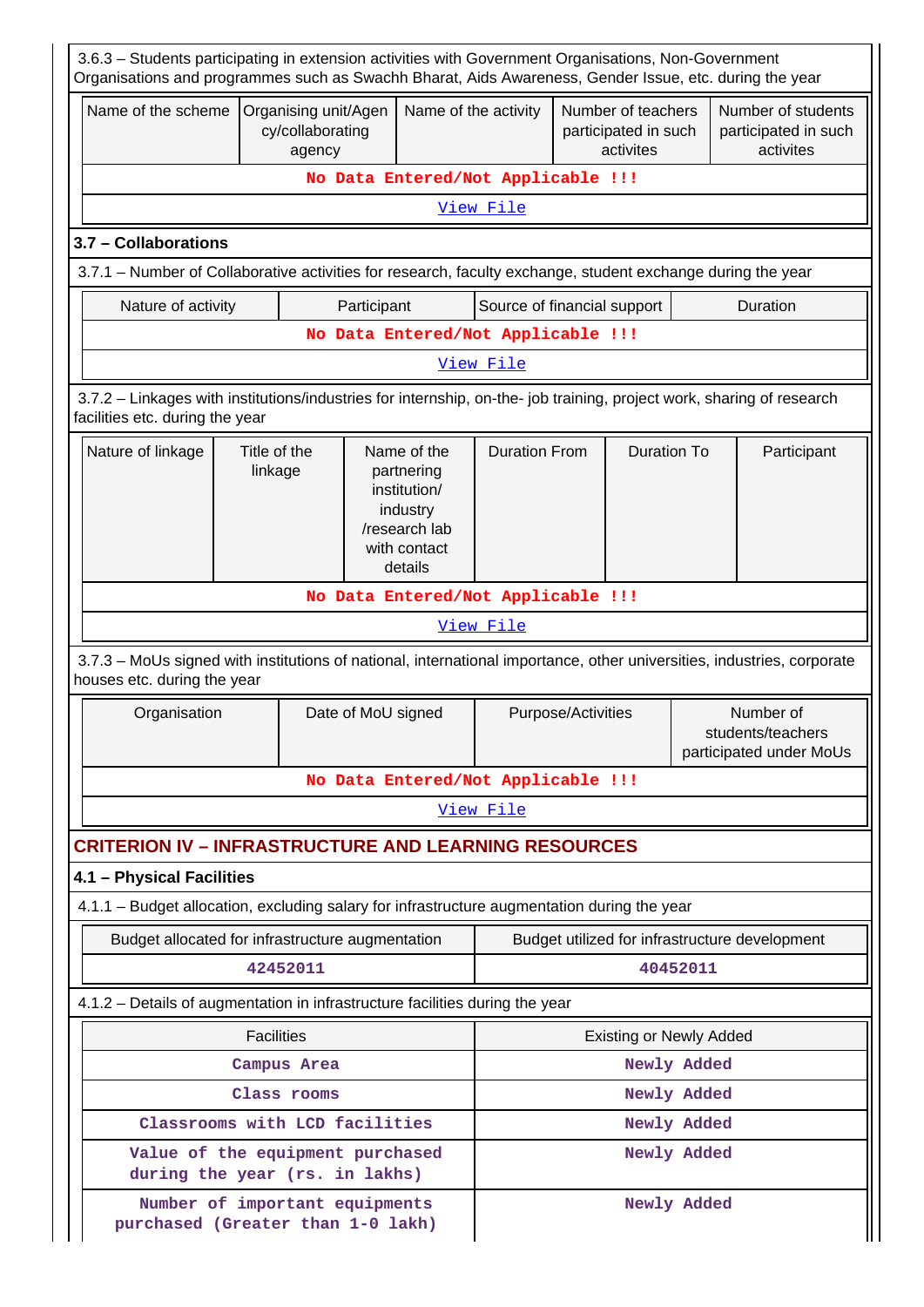3.6.3 – Students participating in extension activities with Government Organisations, Non-Government Organisations and programmes such as Swachh Bharat, Aids Awareness, Gender Issue, etc. during the year

| Name of the scheme | Organising unit/Agency/collaborating agency | Name of the activity | Number of teachers participated in such activites | Number of students participated in such activites |
|---|---|---|---|---|
| No Data Entered/Not Applicable !!! | | | | |
| View File | | | | |

### 3.7 – Collaborations

3.7.1 – Number of Collaborative activities for research, faculty exchange, student exchange during the year

| Nature of activity | Participant | Source of financial support | Duration |
|---|---|---|---|
| No Data Entered/Not Applicable !!! | | | |
| View File | | | |

3.7.2 – Linkages with institutions/industries for internship, on-the- job training, project work, sharing of research facilities etc. during the year

| Nature of linkage | Title of the linkage | Name of the partnering institution/ industry /research lab with contact details | Duration From | Duration To | Participant |
|---|---|---|---|---|---|
| No Data Entered/Not Applicable !!! | | | | | |
| View File | | | | | |

3.7.3 – MoUs signed with institutions of national, international importance, other universities, industries, corporate houses etc. during the year

| Organisation | Date of MoU signed | Purpose/Activities | Number of students/teachers participated under MoUs |
|---|---|---|---|
| No Data Entered/Not Applicable !!! | | | |
| View File | | | |

## CRITERION IV – INFRASTRUCTURE AND LEARNING RESOURCES

### 4.1 – Physical Facilities

4.1.1 – Budget allocation, excluding salary for infrastructure augmentation during the year

| Budget allocated for infrastructure augmentation | Budget utilized for infrastructure development |
|---|---|
| 42452011 | 40452011 |

4.1.2 – Details of augmentation in infrastructure facilities during the year

| Facilities | Existing or Newly Added |
|---|---|
| Campus Area | Newly Added |
| Class rooms | Newly Added |
| Classrooms with LCD facilities | Newly Added |
| Value of the equipment purchased during the year (rs. in lakhs) | Newly Added |
| Number of important equipments purchased (Greater than 1-0 lakh) | Newly Added |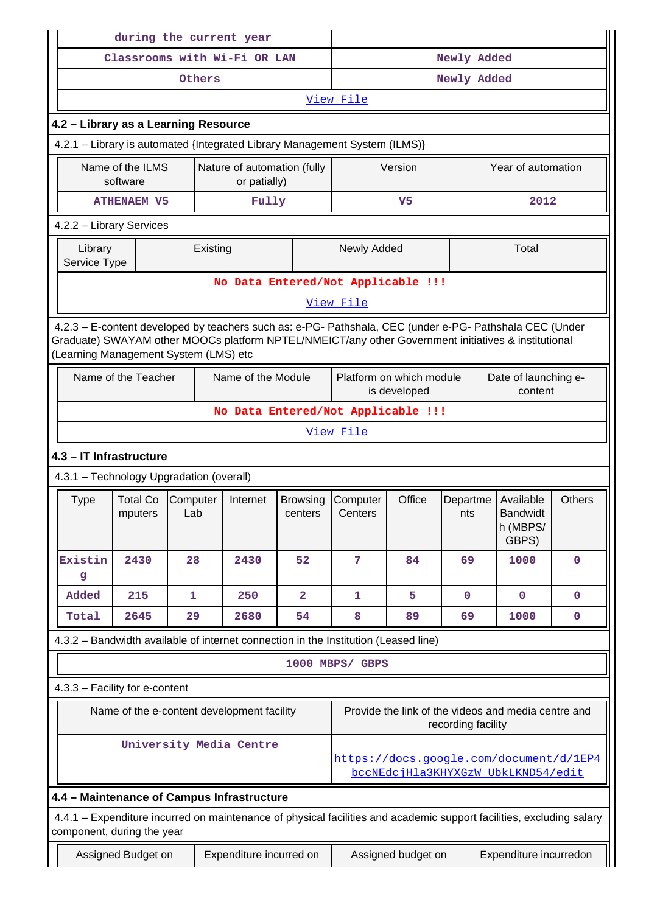| during the current year | |
|---|---|
| Classrooms with Wi-Fi OR LAN | Newly Added |
| Others | Newly Added |
| View File | |

**4.2 – Library as a Learning Resource**

4.2.1 – Library is automated {Integrated Library Management System (ILMS)}

| Name of the ILMS software | Nature of automation (fully or patially) | Version | Year of automation |
|---|---|---|---|
| ATHENAEM V5 | Fully | V5 | 2012 |

4.2.2 – Library Services

| Library Service Type | Existing | Newly Added | Total |
|---|---|---|---|
| No Data Entered/Not Applicable !!! | | | |
| View File | | | |

4.2.3 – E-content developed by teachers such as: e-PG- Pathshala, CEC (under e-PG- Pathshala CEC (Under Graduate) SWAYAM other MOOCs platform NPTEL/NMEICT/any other Government initiatives & institutional (Learning Management System (LMS) etc

| Name of the Teacher | Name of the Module | Platform on which module is developed | Date of launching e-content |
|---|---|---|---|
| No Data Entered/Not Applicable !!! | | | |
| View File | | | |

**4.3 – IT Infrastructure**

4.3.1 – Technology Upgradation (overall)

| Type | Total Computers | Computer Lab | Internet | Browsing centers | Computer Centers | Office | Departments | Available Bandwidth (MBPS/ GBPS) | Others |
|---|---|---|---|---|---|---|---|---|---|
| Existing | 2430 | 28 | 2430 | 52 | 7 | 84 | 69 | 1000 | 0 |
| Added | 215 | 1 | 250 | 2 | 1 | 5 | 0 | 0 | 0 |
| Total | 2645 | 29 | 2680 | 54 | 8 | 89 | 69 | 1000 | 0 |

4.3.2 – Bandwidth available of internet connection in the Institution (Leased line)

1000 MBPS/ GBPS

4.3.3 – Facility for e-content

| Name of the e-content development facility | Provide the link of the videos and media centre and recording facility |
|---|---|
| University Media Centre | https://docs.google.com/document/d/1EP4bccNEdcjHla3KHYXGzW_UbkLKND54/edit |

**4.4 – Maintenance of Campus Infrastructure**

4.4.1 – Expenditure incurred on maintenance of physical facilities and academic support facilities, excluding salary component, during the year

| Assigned Budget on | Expenditure incurred on | Assigned budget on | Expenditure incurredon |
|---|---|---|---|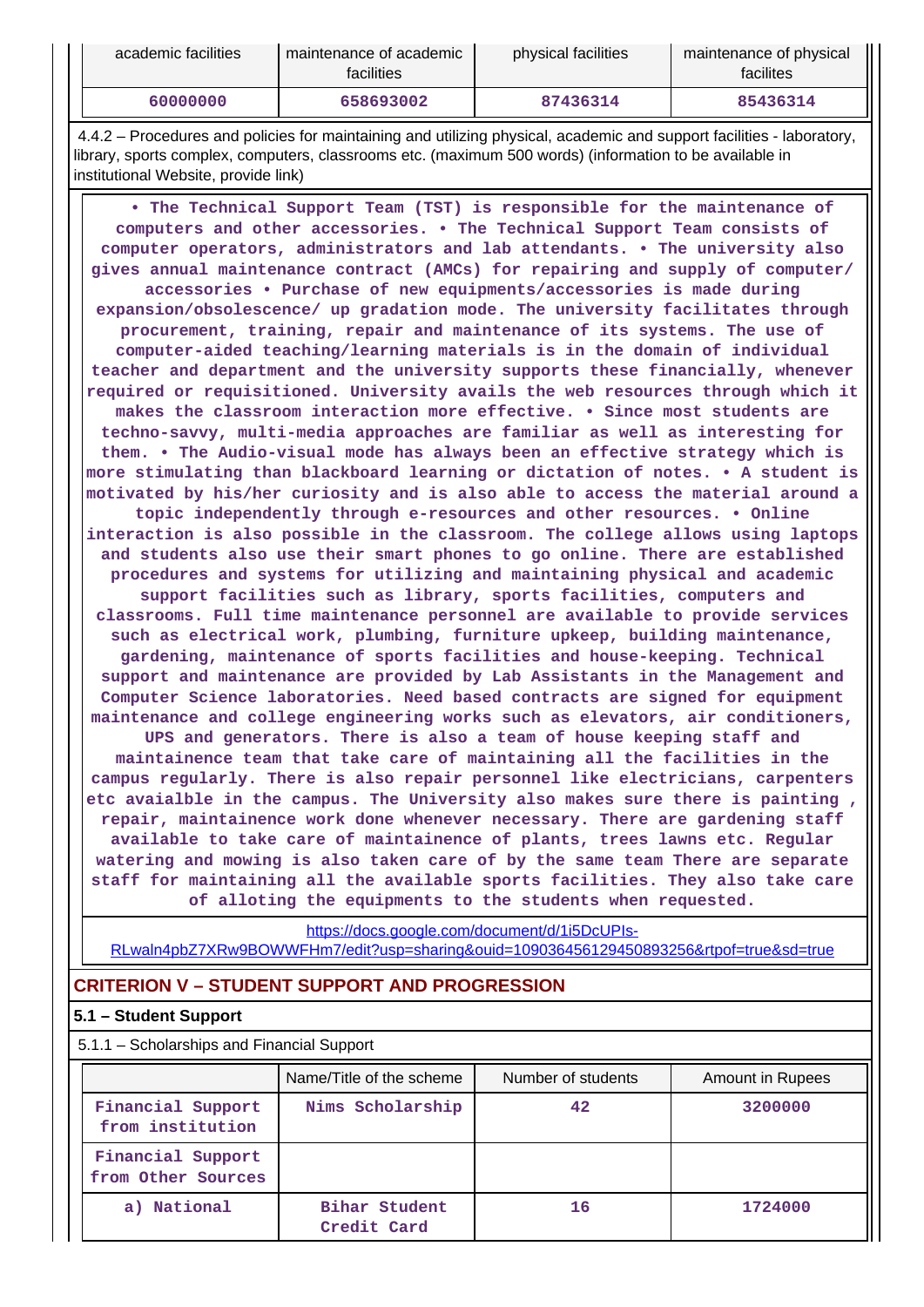| academic facilities | maintenance of academic facilities | physical facilities | maintenance of physical facilites |
|---|---|---|---|
| 60000000 | 658693002 | 87436314 | 85436314 |

4.4.2 – Procedures and policies for maintaining and utilizing physical, academic and support facilities - laboratory, library, sports complex, computers, classrooms etc. (maximum 500 words) (information to be available in institutional Website, provide link)

• The Technical Support Team (TST) is responsible for the maintenance of computers and other accessories. • The Technical Support Team consists of computer operators, administrators and lab attendants. • The university also gives annual maintenance contract (AMCs) for repairing and supply of computer/ accessories • Purchase of new equipments/accessories is made during expansion/obsolescence/ up gradation mode. The university facilitates through procurement, training, repair and maintenance of its systems. The use of computer-aided teaching/learning materials is in the domain of individual teacher and department and the university supports these financially, whenever required or requisitioned. University avails the web resources through which it makes the classroom interaction more effective. • Since most students are techno-savvy, multi-media approaches are familiar as well as interesting for them. • The Audio-visual mode has always been an effective strategy which is more stimulating than blackboard learning or dictation of notes. • A student is motivated by his/her curiosity and is also able to access the material around a topic independently through e-resources and other resources. • Online interaction is also possible in the classroom. The college allows using laptops and students also use their smart phones to go online. There are established procedures and systems for utilizing and maintaining physical and academic support facilities such as library, sports facilities, computers and classrooms. Full time maintenance personnel are available to provide services such as electrical work, plumbing, furniture upkeep, building maintenance, gardening, maintenance of sports facilities and house-keeping. Technical support and maintenance are provided by Lab Assistants in the Management and Computer Science laboratories. Need based contracts are signed for equipment maintenance and college engineering works such as elevators, air conditioners, UPS and generators. There is also a team of house keeping staff and maintainence team that take care of maintaining all the facilities in the campus regularly. There is also repair personnel like electricians, carpenters etc avaialble in the campus. The University also makes sure there is painting , repair, maintainence work done whenever necessary. There are gardening staff available to take care of maintainence of plants, trees lawns etc. Regular watering and mowing is also taken care of by the same team There are separate staff for maintaining all the available sports facilities. They also take care of alloting the equipments to the students when requested.

https://docs.google.com/document/d/1i5DcUPIs-RLwaln4pbZ7XRw9BOWWFHm7/edit?usp=sharing&ouid=109036456129450893256&rtpof=true&sd=true

## CRITERION V – STUDENT SUPPORT AND PROGRESSION

### 5.1 – Student Support

5.1.1 – Scholarships and Financial Support

| | Name/Title of the scheme | Number of students | Amount in Rupees |
|---|---|---|---|
| Financial Support from institution | Nims Scholarship | 42 | 3200000 |
| Financial Support from Other Sources | | | |
| a) National | Bihar Student Credit Card | 16 | 1724000 |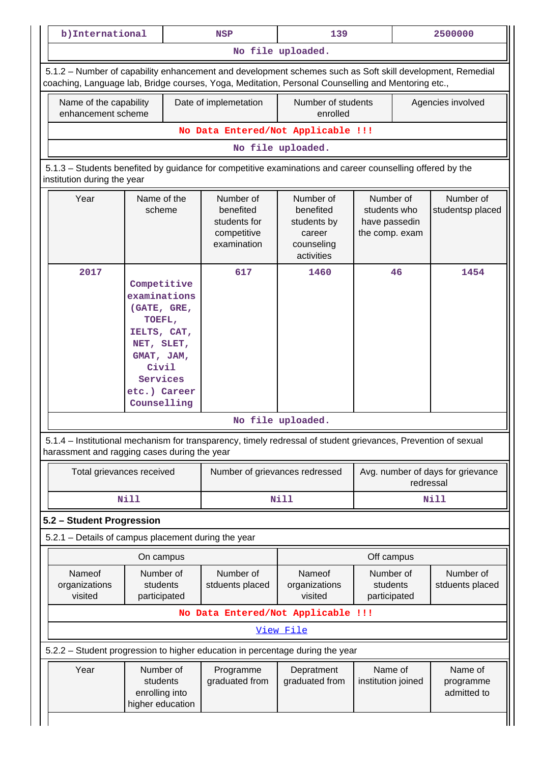| b)International | NSP | 139 | 2500000 |
|---|---|---|---|
| No file uploaded. | | | |

5.1.2 – Number of capability enhancement and development schemes such as Soft skill development, Remedial coaching, Language lab, Bridge courses, Yoga, Meditation, Personal Counselling and Mentoring etc.,

| Name of the capability enhancement scheme | Date of implemetation | Number of students enrolled | Agencies involved |
|---|---|---|---|
| No Data Entered/Not Applicable !!! | | | |
| No file uploaded. | | | |

5.1.3 – Students benefited by guidance for competitive examinations and career counselling offered by the institution during the year

| Year | Name of the scheme | Number of benefited students for competitive examination | Number of benefited students by career counseling activities | Number of students who have passedin the comp. exam | Number of studentsp placed |
|---|---|---|---|---|---|
| 2017 | Competitive examinations (GATE, GRE, TOEFL, IELTS, CAT, NET, SLET, GMAT, JAM, Civil Services etc.) Career Counselling | 617 | 1460 | 46 | 1454 |
| No file uploaded. | | | | | |

5.1.4 – Institutional mechanism for transparency, timely redressal of student grievances, Prevention of sexual harassment and ragging cases during the year

| Total grievances received | Number of grievances redressed | Avg. number of days for grievance redressal |
|---|---|---|
| Nill | Nill | Nill |

**5.2 – Student Progression**

5.2.1 – Details of campus placement during the year

| On campus | | | Off campus | | |
|---|---|---|---|---|---|
| Nameof organizations visited | Number of students participated | Number of stduents placed | Nameof organizations visited | Number of students participated | Number of stduents placed |
| No Data Entered/Not Applicable !!! | | | | | |
| View File | | | | | |

5.2.2 – Student progression to higher education in percentage during the year

| Year | Number of students enrolling into higher education | Programme graduated from | Depratment graduated from | Name of institution joined | Name of programme admitted to |
|---|---|---|---|---|---|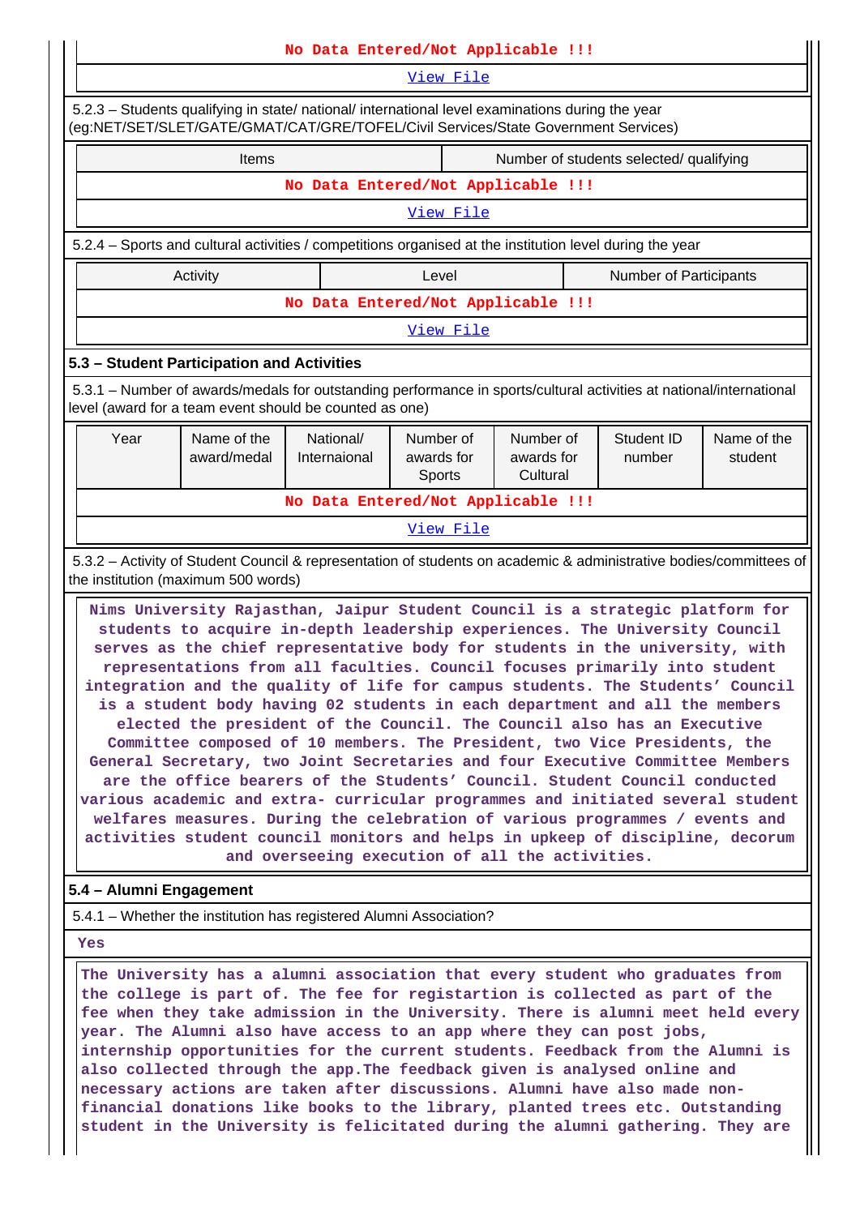| No Data Entered/Not Applicable !!! |
|---|
| View File |

5.2.3 – Students qualifying in state/ national/ international level examinations during the year (eg:NET/SET/SLET/GATE/GMAT/CAT/GRE/TOFEL/Civil Services/State Government Services)

| Items | Number of students selected/ qualifying |
|---|---|
| No Data Entered/Not Applicable !!! | |
| View File | |

5.2.4 – Sports and cultural activities / competitions organised at the institution level during the year

| Activity | Level | Number of Participants |
|---|---|---|
| No Data Entered/Not Applicable !!! | | |
| View File | | |

**5.3 – Student Participation and Activities**

5.3.1 – Number of awards/medals for outstanding performance in sports/cultural activities at national/international level (award for a team event should be counted as one)

| Year | Name of the award/medal | National/ Internaional | Number of awards for Sports | Number of awards for Cultural | Student ID number | Name of the student |
|---|---|---|---|---|---|---|
| No Data Entered/Not Applicable !!! | | | | | | |
| View File | | | | | | |

5.3.2 – Activity of Student Council & representation of students on academic & administrative bodies/committees of the institution (maximum 500 words)

Nims University Rajasthan, Jaipur Student Council is a strategic platform for students to acquire in-depth leadership experiences. The University Council serves as the chief representative body for students in the university, with representations from all faculties. Council focuses primarily into student integration and the quality of life for campus students. The Students' Council is a student body having 02 students in each department and all the members elected the president of the Council. The Council also has an Executive Committee composed of 10 members. The President, two Vice Presidents, the General Secretary, two Joint Secretaries and four Executive Committee Members are the office bearers of the Students' Council. Student Council conducted various academic and extra- curricular programmes and initiated several student welfares measures. During the celebration of various programmes / events and activities student council monitors and helps in upkeep of discipline, decorum and overseeing execution of all the activities.

**5.4 – Alumni Engagement**

5.4.1 – Whether the institution has registered Alumni Association?

Yes

The University has a alumni association that every student who graduates from the college is part of. The fee for registartion is collected as part of the fee when they take admission in the University. There is alumni meet held every year. The Alumni also have access to an app where they can post jobs, internship opportunities for the current students. Feedback from the Alumni is also collected through the app.The feedback given is analysed online and necessary actions are taken after discussions. Alumni have also made non-financial donations like books to the library, planted trees etc. Outstanding student in the University is felicitated during the alumni gathering. They are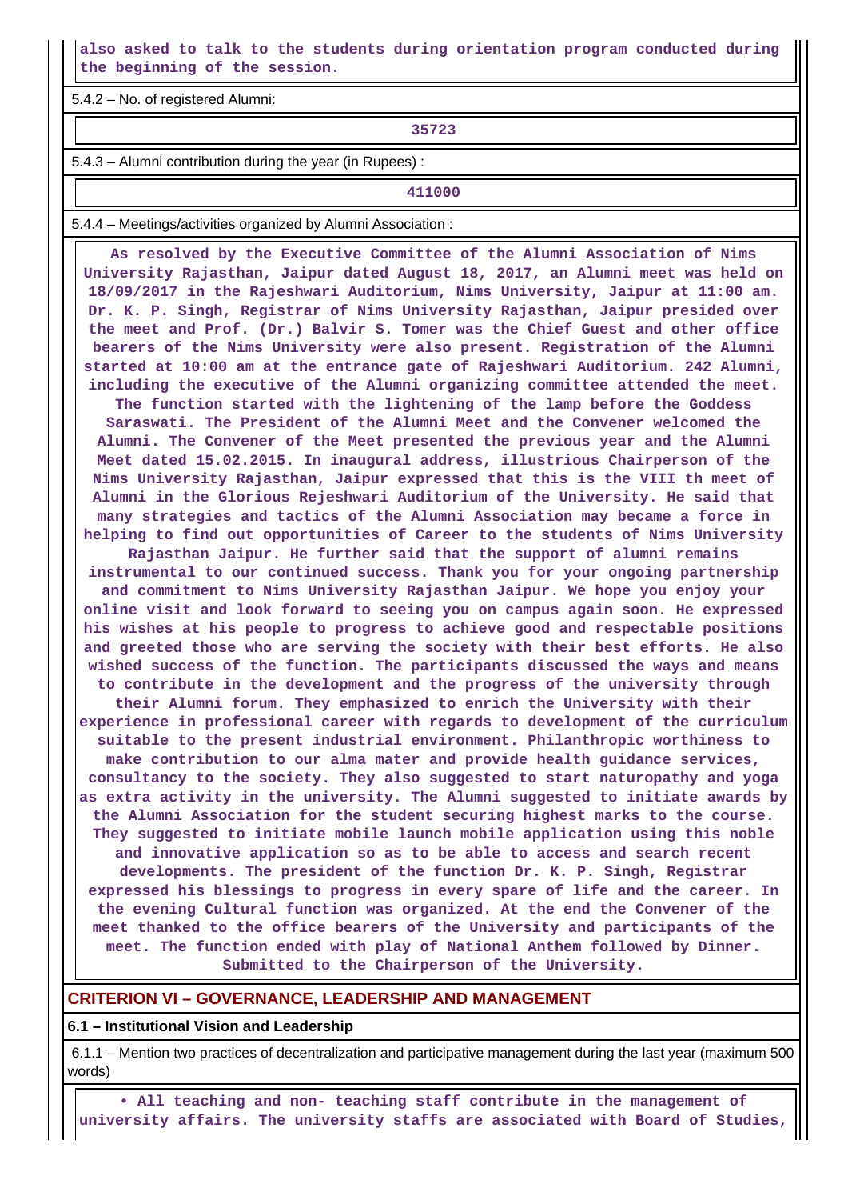**also asked to talk to the students during orientation program conducted during the beginning of the session.**

5.4.2 – No. of registered Alumni:

**35723**

5.4.3 – Alumni contribution during the year (in Rupees) :

**411000**

5.4.4 – Meetings/activities organized by Alumni Association :

**As resolved by the Executive Committee of the Alumni Association of Nims University Rajasthan, Jaipur dated August 18, 2017, an Alumni meet was held on 18/09/2017 in the Rajeshwari Auditorium, Nims University, Jaipur at 11:00 am. Dr. K. P. Singh, Registrar of Nims University Rajasthan, Jaipur presided over the meet and Prof. (Dr.) Balvir S. Tomer was the Chief Guest and other office bearers of the Nims University were also present. Registration of the Alumni started at 10:00 am at the entrance gate of Rajeshwari Auditorium. 242 Alumni, including the executive of the Alumni organizing committee attended the meet. The function started with the lightening of the lamp before the Goddess Saraswati. The President of the Alumni Meet and the Convener welcomed the Alumni. The Convener of the Meet presented the previous year and the Alumni Meet dated 15.02.2015. In inaugural address, illustrious Chairperson of the Nims University Rajasthan, Jaipur expressed that this is the VIII th meet of Alumni in the Glorious Rejeshwari Auditorium of the University. He said that many strategies and tactics of the Alumni Association may became a force in helping to find out opportunities of Career to the students of Nims University Rajasthan Jaipur. He further said that the support of alumni remains instrumental to our continued success. Thank you for your ongoing partnership and commitment to Nims University Rajasthan Jaipur. We hope you enjoy your online visit and look forward to seeing you on campus again soon. He expressed his wishes at his people to progress to achieve good and respectable positions and greeted those who are serving the society with their best efforts. He also wished success of the function. The participants discussed the ways and means to contribute in the development and the progress of the university through their Alumni forum. They emphasized to enrich the University with their experience in professional career with regards to development of the curriculum suitable to the present industrial environment. Philanthropic worthiness to make contribution to our alma mater and provide health guidance services, consultancy to the society. They also suggested to start naturopathy and yoga as extra activity in the university. The Alumni suggested to initiate awards by the Alumni Association for the student securing highest marks to the course. They suggested to initiate mobile launch mobile application using this noble and innovative application so as to be able to access and search recent developments. The president of the function Dr. K. P. Singh, Registrar expressed his blessings to progress in every spare of life and the career. In the evening Cultural function was organized. At the end the Convener of the meet thanked to the office bearers of the University and participants of the meet. The function ended with play of National Anthem followed by Dinner. Submitted to the Chairperson of the University.**

## CRITERION VI – GOVERNANCE, LEADERSHIP AND MANAGEMENT

### 6.1 – Institutional Vision and Leadership

6.1.1 – Mention two practices of decentralization and participative management during the last year (maximum 500 words)

**• All teaching and non- teaching staff contribute in the management of university affairs. The university staffs are associated with Board of Studies,**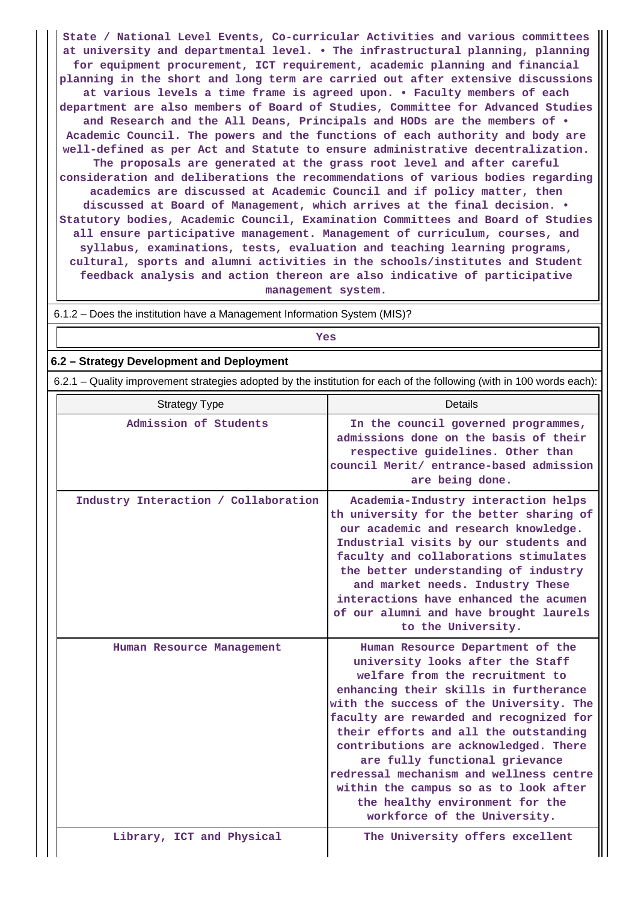State / National Level Events, Co-curricular Activities and various committees at university and departmental level. • The infrastructural planning, planning for equipment procurement, ICT requirement, academic planning and financial planning in the short and long term are carried out after extensive discussions at various levels a time frame is agreed upon. • Faculty members of each department are also members of Board of Studies, Committee for Advanced Studies and Research and the All Deans, Principals and HODs are the members of • Academic Council. The powers and the functions of each authority and body are well-defined as per Act and Statute to ensure administrative decentralization. The proposals are generated at the grass root level and after careful consideration and deliberations the recommendations of various bodies regarding academics are discussed at Academic Council and if policy matter, then discussed at Board of Management, which arrives at the final decision. • Statutory bodies, Academic Council, Examination Committees and Board of Studies all ensure participative management. Management of curriculum, courses, and syllabus, examinations, tests, evaluation and teaching learning programs, cultural, sports and alumni activities in the schools/institutes and Student feedback analysis and action thereon are also indicative of participative management system.

6.1.2 – Does the institution have a Management Information System (MIS)?

Yes

**6.2 – Strategy Development and Deployment**

6.2.1 – Quality improvement strategies adopted by the institution for each of the following (with in 100 words each):

| Strategy Type | Details |
|---|---|
| Admission of Students | In the council governed programmes, admissions done on the basis of their respective guidelines. Other than council Merit/ entrance-based admission are being done. |
| Industry Interaction / Collaboration | Academia-Industry interaction helps th university for the better sharing of our academic and research knowledge. Industrial visits by our students and faculty and collaborations stimulates the better understanding of industry and market needs. Industry These interactions have enhanced the acumen of our alumni and have brought laurels to the University. |
| Human Resource Management | Human Resource Department of the university looks after the Staff welfare from the recruitment to enhancing their skills in furtherance with the success of the University. The faculty are rewarded and recognized for their efforts and all the outstanding contributions are acknowledged. There are fully functional grievance redressal mechanism and wellness centre within the campus so as to look after the healthy environment for the workforce of the University. |
| Library, ICT and Physical | The University offers excellent |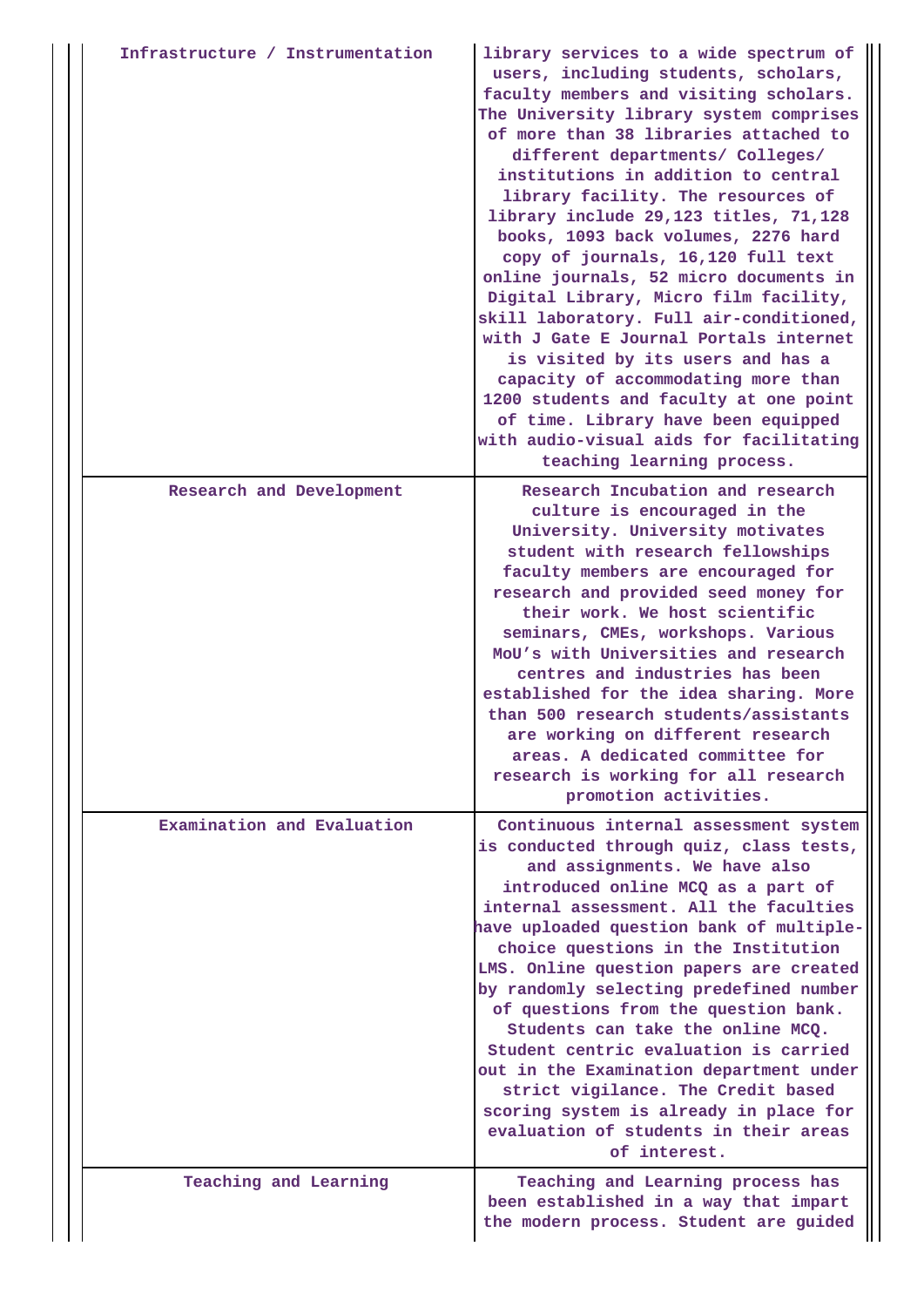| | |
|---|---|
| Infrastructure / Instrumentation | library services to a wide spectrum of users, including students, scholars, faculty members and visiting scholars. The University library system comprises of more than 38 libraries attached to different departments/ Colleges/ institutions in addition to central library facility. The resources of library include 29,123 titles, 71,128 books, 1093 back volumes, 2276 hard copy of journals, 16,120 full text online journals, 52 micro documents in Digital Library, Micro film facility, skill laboratory. Full air-conditioned, with J Gate E Journal Portals internet is visited by its users and has a capacity of accommodating more than 1200 students and faculty at one point of time. Library have been equipped with audio-visual aids for facilitating teaching learning process. |
| Research and Development | Research Incubation and research culture is encouraged in the University. University motivates student with research fellowships faculty members are encouraged for research and provided seed money for their work. We host scientific seminars, CMEs, workshops. Various MoU's with Universities and research centres and industries has been established for the idea sharing. More than 500 research students/assistants are working on different research areas. A dedicated committee for research is working for all research promotion activities. |
| Examination and Evaluation | Continuous internal assessment system is conducted through quiz, class tests, and assignments. We have also introduced online MCQ as a part of internal assessment. All the faculties have uploaded question bank of multiple-choice questions in the Institution LMS. Online question papers are created by randomly selecting predefined number of questions from the question bank. Students can take the online MCQ. Student centric evaluation is carried out in the Examination department under strict vigilance. The Credit based scoring system is already in place for evaluation of students in their areas of interest. |
| Teaching and Learning | Teaching and Learning process has been established in a way that impart the modern process. Student are guided |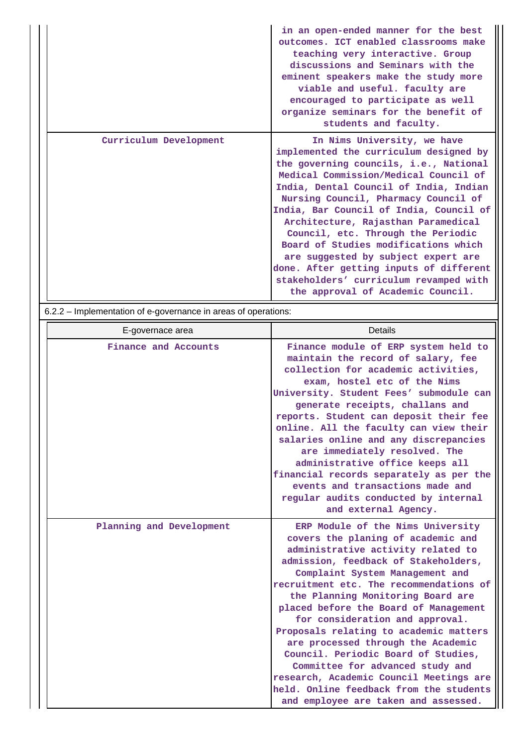| | |
|---|---|
| | in an open-ended manner for the best outcomes. ICT enabled classrooms make teaching very interactive. Group discussions and Seminars with the eminent speakers make the study more viable and useful. faculty are encouraged to participate as well organize seminars for the benefit of students and faculty. |
| Curriculum Development | In Nims University, we have implemented the curriculum designed by the governing councils, i.e., National Medical Commission/Medical Council of India, Dental Council of India, Indian Nursing Council, Pharmacy Council of India, Bar Council of India, Council of Architecture, Rajasthan Paramedical Council, etc. Through the Periodic Board of Studies modifications which are suggested by subject expert are done. After getting inputs of different stakeholders' curriculum revamped with the approval of Academic Council. |

6.2.2 – Implementation of e-governance in areas of operations:

| E-governace area | Details |
|---|---|
| Finance and Accounts | Finance module of ERP system held to maintain the record of salary, fee collection for academic activities, exam, hostel etc of the Nims University. Student Fees' submodule can generate receipts, challans and reports. Student can deposit their fee online. All the faculty can view their salaries online and any discrepancies are immediately resolved. The administrative office keeps all financial records separately as per the events and transactions made and regular audits conducted by internal and external Agency. |
| Planning and Development | ERP Module of the Nims University covers the planing of academic and administrative activity related to admission, feedback of Stakeholders, Complaint System Management and recruitment etc. The recommendations of the Planning Monitoring Board are placed before the Board of Management for consideration and approval. Proposals relating to academic matters are processed through the Academic Council. Periodic Board of Studies, Committee for advanced study and research, Academic Council Meetings are held. Online feedback from the students and employee are taken and assessed. |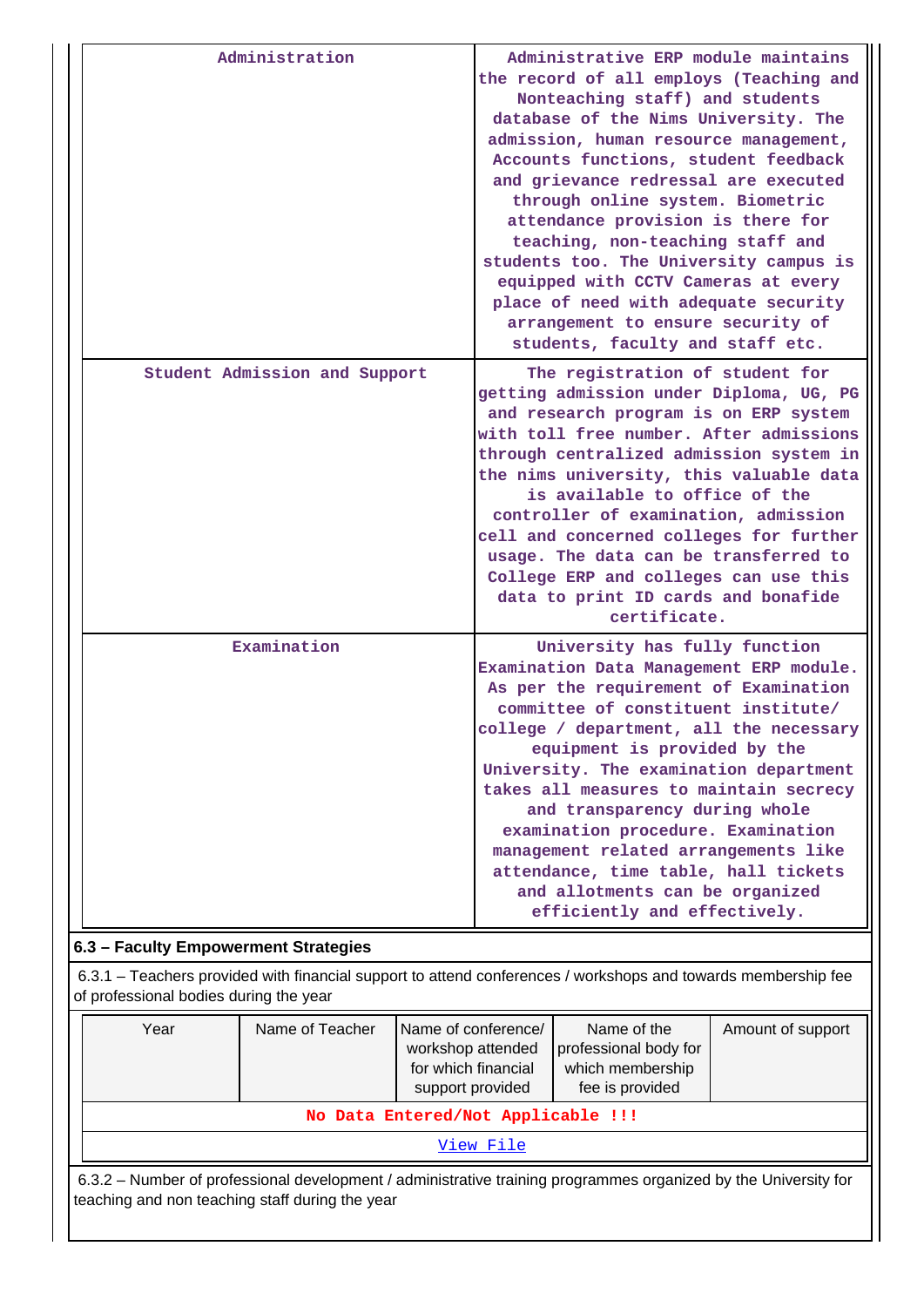| Administration | Administrative ERP module maintains the record of all employs (Teaching and Nonteaching staff) and students database of the Nims University. The admission, human resource management, Accounts functions, student feedback and grievance redressal are executed through online system. Biometric attendance provision is there for teaching, non-teaching staff and students too. The University campus is equipped with CCTV Cameras at every place of need with adequate security arrangement to ensure security of students, faculty and staff etc. |
|---|---|
| Student Admission and Support | The registration of student for getting admission under Diploma, UG, PG and research program is on ERP system with toll free number. After admissions through centralized admission system in the nims university, this valuable data is available to office of the controller of examination, admission cell and concerned colleges for further usage. The data can be transferred to College ERP and colleges can use this data to print ID cards and bonafide certificate. |
| Examination | University has fully function Examination Data Management ERP module. As per the requirement of Examination committee of constituent institute/ college / department, all the necessary equipment is provided by the University. The examination department takes all measures to maintain secrecy and transparency during whole examination procedure. Examination management related arrangements like attendance, time table, hall tickets and allotments can be organized efficiently and effectively. |

**6.3 – Faculty Empowerment Strategies**

6.3.1 – Teachers provided with financial support to attend conferences / workshops and towards membership fee of professional bodies during the year

| Year | Name of Teacher | Name of conference/ workshop attended for which financial support provided | Name of the professional body for which membership fee is provided | Amount of support |
|---|---|---|---|---|
| No Data Entered/Not Applicable !!! | | | | |
| View File | | | | |

6.3.2 – Number of professional development / administrative training programmes organized by the University for teaching and non teaching staff during the year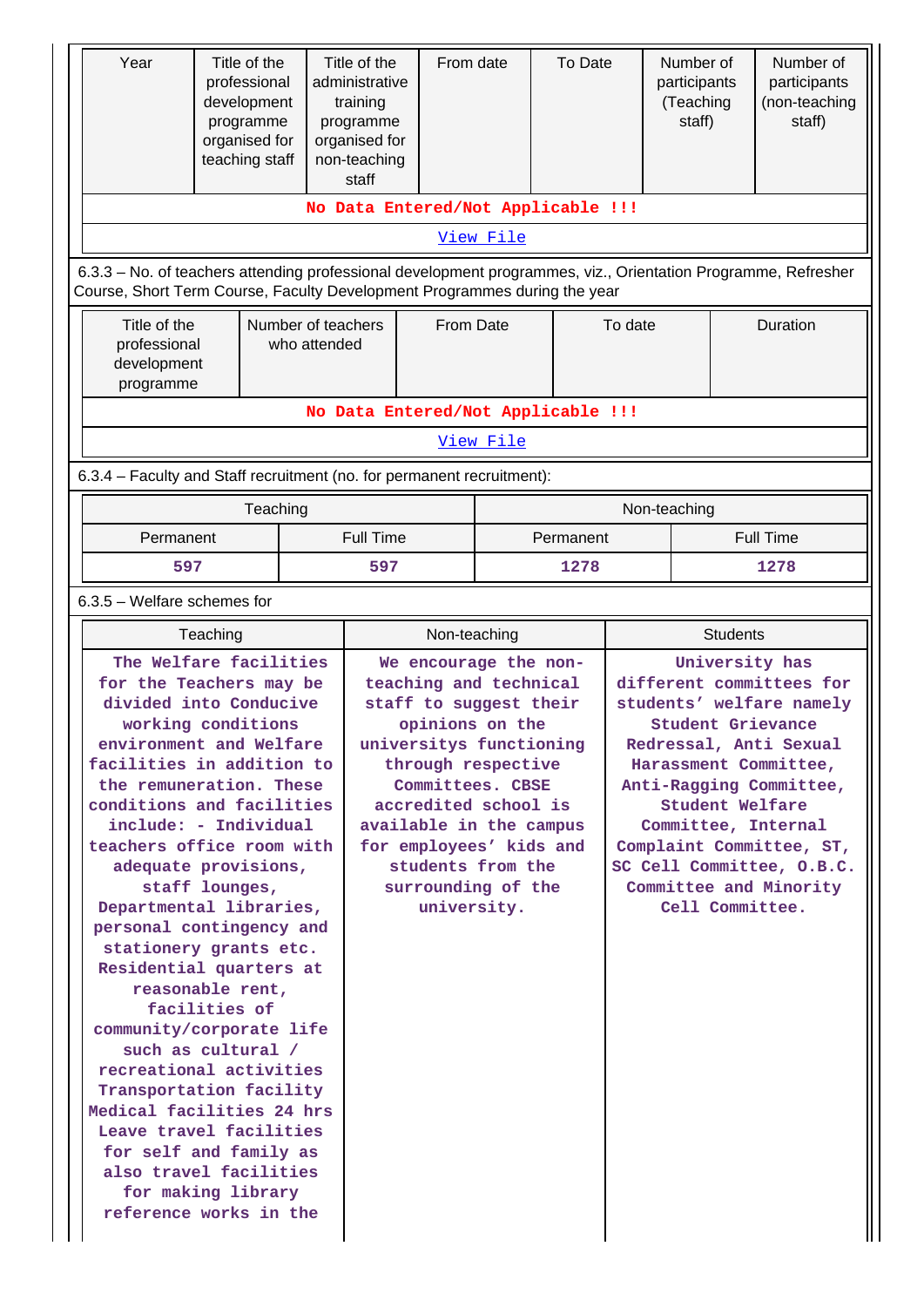| Year | Title of the professional development programme organised for teaching staff | Title of the administrative training programme organised for non-teaching staff | From date | To Date | Number of participants (Teaching staff) | Number of participants (non-teaching staff) |
|---|---|---|---|---|---|---|
| No Data Entered/Not Applicable !!! | | | | | | |
| View File | | | | | | |

6.3.3 – No. of teachers attending professional development programmes, viz., Orientation Programme, Refresher Course, Short Term Course, Faculty Development Programmes during the year

| Title of the professional development programme | Number of teachers who attended | From Date | To date | Duration |
|---|---|---|---|---|
| No Data Entered/Not Applicable !!! | | | | |
| View File | | | | |

6.3.4 – Faculty and Staff recruitment (no. for permanent recruitment):

| Teaching | | Non-teaching | |
|---|---|---|---|
| Permanent | Full Time | Permanent | Full Time |
| 597 | 597 | 1278 | 1278 |

6.3.5 – Welfare schemes for

| Teaching | Non-teaching | Students |
|---|---|---|
| The Welfare facilities for the Teachers may be divided into Conducive working conditions environment and Welfare facilities in addition to the remuneration. These conditions and facilities include: - Individual teachers office room with adequate provisions, staff lounges, Departmental libraries, personal contingency and stationery grants etc. Residential quarters at reasonable rent, facilities of community/corporate life such as cultural / recreational activities Transportation facility Medical facilities 24 hrs Leave travel facilities for self and family as also travel facilities for making library reference works in the | We encourage the non-teaching and technical staff to suggest their opinions on the universitys functioning through respective Committees. CBSE accredited school is available in the campus for employees' kids and students from the surrounding of the university. | University has different committees for students' welfare namely Student Grievance Redressal, Anti Sexual Harassment Committee, Anti-Ragging Committee, Student Welfare Committee, Internal Complaint Committee, ST, SC Cell Committee, O.B.C. Committee and Minority Cell Committee. |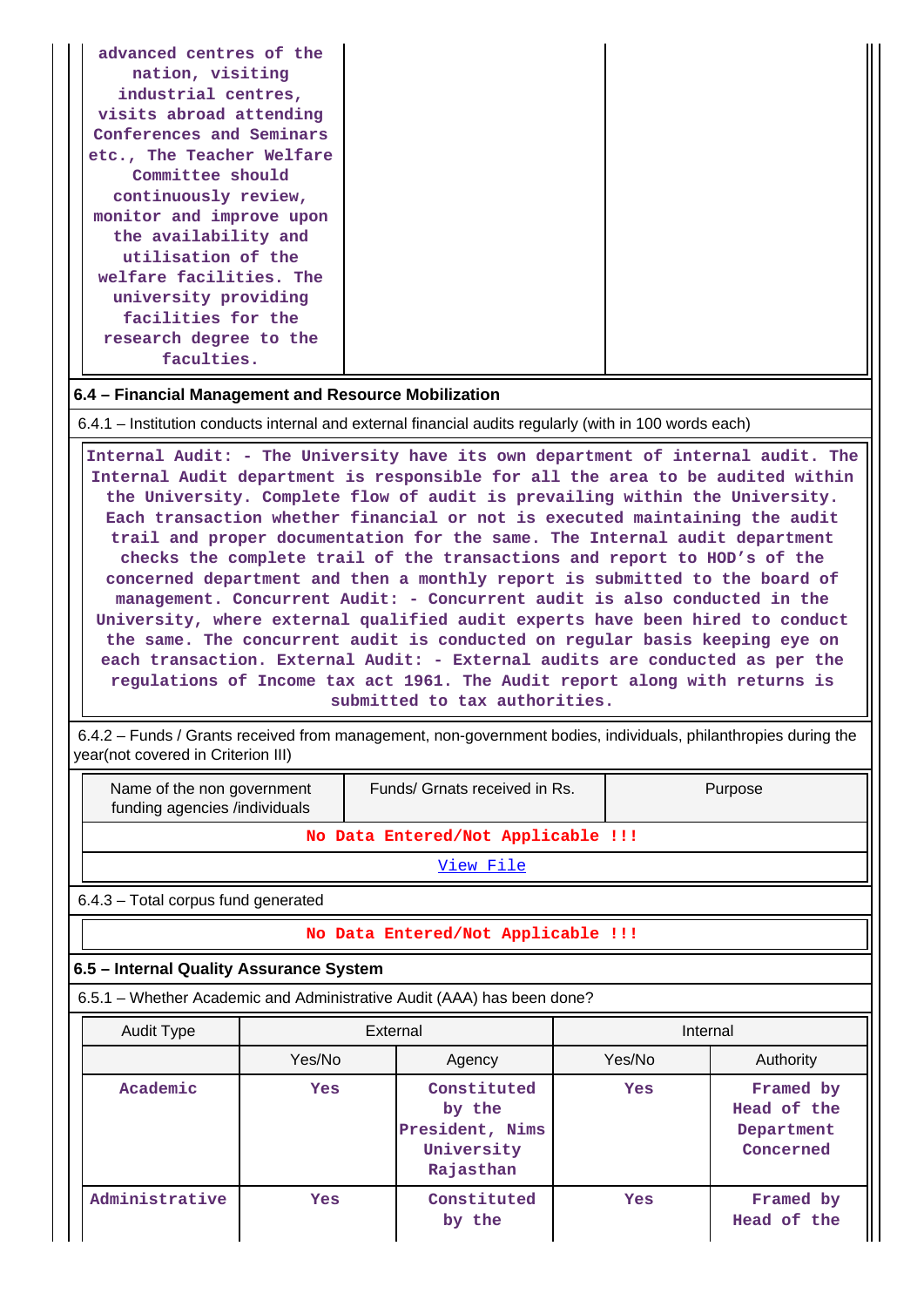| advanced centres of the nation, visiting industrial centres, visits abroad attending Conferences and Seminars etc., The Teacher Welfare Committee should continuously review, monitor and improve upon the availability and utilisation of the welfare facilities. The university providing facilities for the research degree to the faculties. | | |
|---|---|---|

## 6.4 – Financial Management and Resource Mobilization

6.4.1 – Institution conducts internal and external financial audits regularly (with in 100 words each)

Internal Audit: - The University have its own department of internal audit. The Internal Audit department is responsible for all the area to be audited within the University. Complete flow of audit is prevailing within the University. Each transaction whether financial or not is executed maintaining the audit trail and proper documentation for the same. The Internal audit department checks the complete trail of the transactions and report to HOD's of the concerned department and then a monthly report is submitted to the board of management. Concurrent Audit: - Concurrent audit is also conducted in the University, where external qualified audit experts have been hired to conduct the same. The concurrent audit is conducted on regular basis keeping eye on each transaction. External Audit: - External audits are conducted as per the regulations of Income tax act 1961. The Audit report along with returns is submitted to tax authorities.

6.4.2 – Funds / Grants received from management, non-government bodies, individuals, philanthropies during the year(not covered in Criterion III)

| Name of the non government funding agencies /individuals | Funds/ Grnats received in Rs. | Purpose |
|---|---|---|
| No Data Entered/Not Applicable !!! | | |
| View File | | |

6.4.3 – Total corpus fund generated

No Data Entered/Not Applicable !!!

## 6.5 – Internal Quality Assurance System

6.5.1 – Whether Academic and Administrative Audit (AAA) has been done?

| Audit Type | External | | Internal | |
|---|---|---|---|---|
| | Yes/No | Agency | Yes/No | Authority |
| Academic | Yes | Constituted by the President, Nims University Rajasthan | Yes | Framed by Head of the Department Concerned |
| Administrative | Yes | Constituted by the | Yes | Framed by Head of the |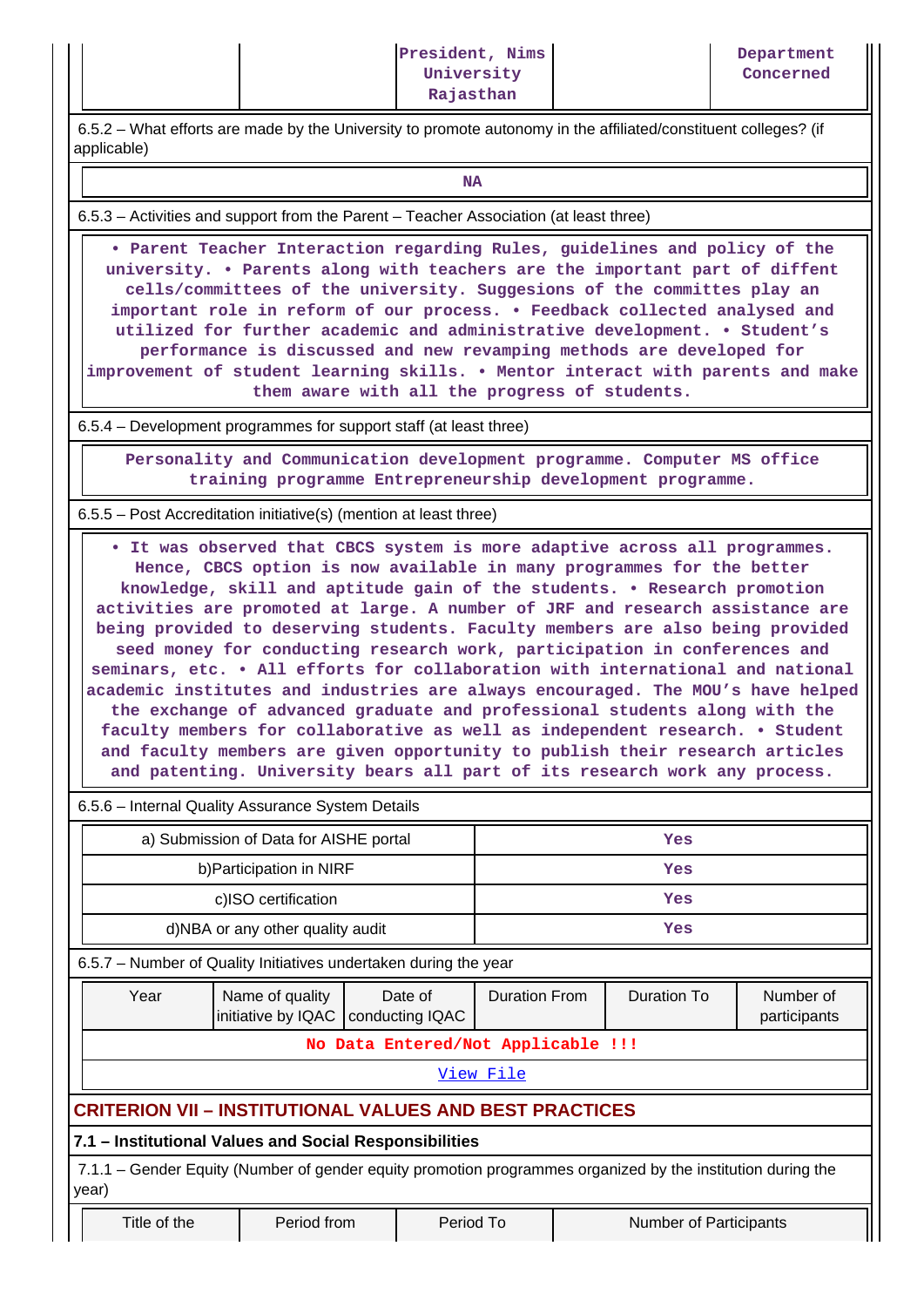| | | President, Nims University Rajasthan | | Department Concerned |
|---|---|---|---|---|

6.5.2 – What efforts are made by the University to promote autonomy in the affiliated/constituent colleges? (if applicable)

NA

6.5.3 – Activities and support from the Parent – Teacher Association (at least three)

• Parent Teacher Interaction regarding Rules, guidelines and policy of the university. • Parents along with teachers are the important part of diffent cells/committees of the university. Suggesions of the committes play an important role in reform of our process. • Feedback collected analysed and utilized for further academic and administrative development. • Student's performance is discussed and new revamping methods are developed for improvement of student learning skills. • Mentor interact with parents and make them aware with all the progress of students.

6.5.4 – Development programmes for support staff (at least three)

Personality and Communication development programme. Computer MS office training programme Entrepreneurship development programme.

6.5.5 – Post Accreditation initiative(s) (mention at least three)

• It was observed that CBCS system is more adaptive across all programmes. Hence, CBCS option is now available in many programmes for the better knowledge, skill and aptitude gain of the students. • Research promotion activities are promoted at large. A number of JRF and research assistance are being provided to deserving students. Faculty members are also being provided seed money for conducting research work, participation in conferences and seminars, etc. • All efforts for collaboration with international and national academic institutes and industries are always encouraged. The MOU's have helped the exchange of advanced graduate and professional students along with the faculty members for collaborative as well as independent research. • Student and faculty members are given opportunity to publish their research articles and patenting. University bears all part of its research work any process.

6.5.6 – Internal Quality Assurance System Details

| | |
|---|---|
| a) Submission of Data for AISHE portal | Yes |
| b)Participation in NIRF | Yes |
| c)ISO certification | Yes |
| d)NBA or any other quality audit | Yes |

6.5.7 – Number of Quality Initiatives undertaken during the year

| Year | Name of quality initiative by IQAC | Date of conducting IQAC | Duration From | Duration To | Number of participants |
|---|---|---|---|---|---|
| No Data Entered/Not Applicable !!! | | | | | |
| View File | | | | | |

## CRITERION VII – INSTITUTIONAL VALUES AND BEST PRACTICES

### 7.1 – Institutional Values and Social Responsibilities

7.1.1 – Gender Equity (Number of gender equity promotion programmes organized by the institution during the year)

| Title of the | Period from | Period To | Number of Participants |
|---|---|---|---|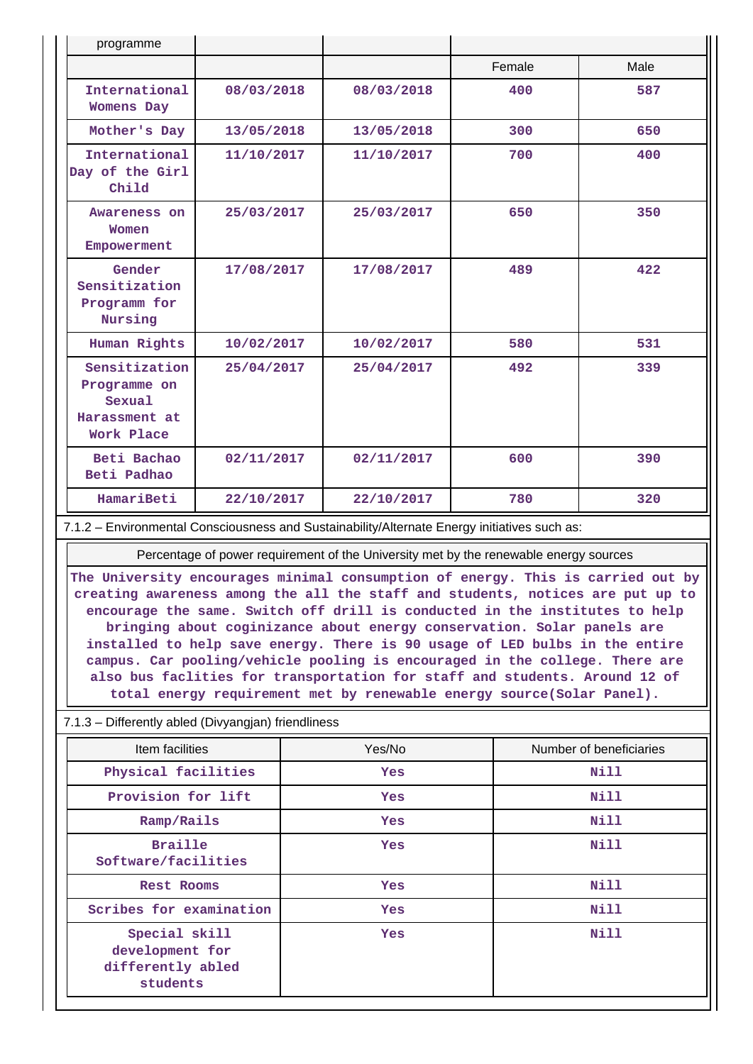| programme | | | | |
|---|---|---|---|---|
| | | | Female | Male |
| International Womens Day | 08/03/2018 | 08/03/2018 | 400 | 587 |
| Mother's Day | 13/05/2018 | 13/05/2018 | 300 | 650 |
| International Day of the Girl Child | 11/10/2017 | 11/10/2017 | 700 | 400 |
| Awareness on Women Empowerment | 25/03/2017 | 25/03/2017 | 650 | 350 |
| Gender Sensitization Programm for Nursing | 17/08/2017 | 17/08/2017 | 489 | 422 |
| Human Rights | 10/02/2017 | 10/02/2017 | 580 | 531 |
| Sensitization Programme on Sexual Harassment at Work Place | 25/04/2017 | 25/04/2017 | 492 | 339 |
| Beti Bachao Beti Padhao | 02/11/2017 | 02/11/2017 | 600 | 390 |
| HamariBeti | 22/10/2017 | 22/10/2017 | 780 | 320 |

7.1.2 – Environmental Consciousness and Sustainability/Alternate Energy initiatives such as:

| Percentage of power requirement of the University met by the renewable energy sources |
|---|
| The University encourages minimal consumption of energy. This is carried out by creating awareness among the all the staff and students, notices are put up to encourage the same. Switch off drill is conducted in the institutes to help bringing about coginizance about energy conservation. Solar panels are installed to help save energy. There is 90 usage of LED bulbs in the entire campus. Car pooling/vehicle pooling is encouraged in the college. There are also bus facties for transportation for staff and students. Around 12 of total energy requirement met by renewable energy source(Solar Panel). |

7.1.3 – Differently abled (Divyangjan) friendliness

| Item facilities | Yes/No | Number of beneficiaries |
|---|---|---|
| Physical facilities | Yes | Nill |
| Provision for lift | Yes | Nill |
| Ramp/Rails | Yes | Nill |
| Braille Software/facilities | Yes | Nill |
| Rest Rooms | Yes | Nill |
| Scribes for examination | Yes | Nill |
| Special skill development for differently abled students | Yes | Nill |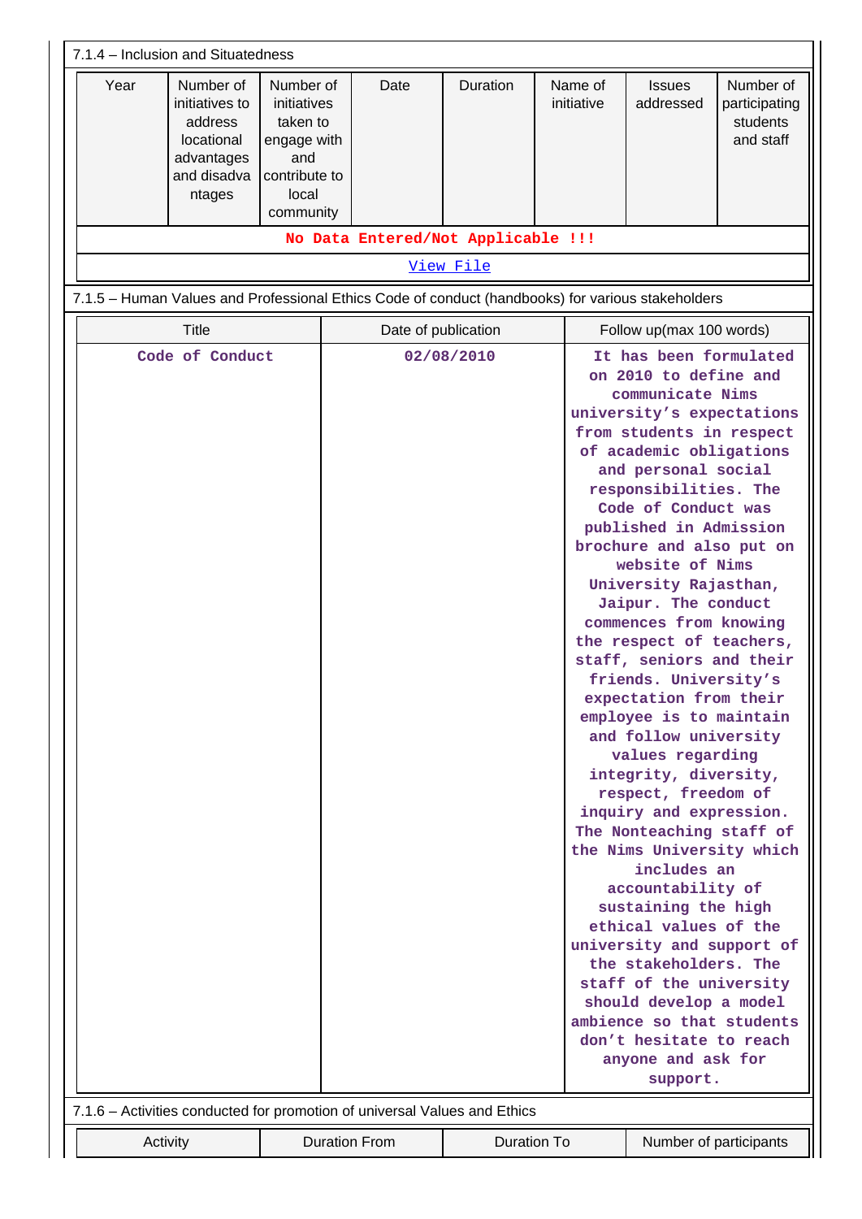7.1.4 – Inclusion and Situatedness

| Year | Number of initiatives to address locational advantages and disadvantages | Number of initiatives taken to engage with and contribute to local community | Date | Duration | Name of initiative | Issues addressed | Number of participating students and staff |
|---|---|---|---|---|---|---|---|
| No Data Entered/Not Applicable !!! | | | | | | | |
| View File | | | | | | | |

7.1.5 – Human Values and Professional Ethics Code of conduct (handbooks) for various stakeholders

| Title | Date of publication | Follow up(max 100 words) |
|---|---|---|
| Code of Conduct | 02/08/2010 | It has been formulated on 2010 to define and communicate Nims university's expectations from students in respect of academic obligations and personal social responsibilities. The Code of Conduct was published in Admission brochure and also put on website of Nims University Rajasthan, Jaipur. The conduct commences from knowing the respect of teachers, staff, seniors and their friends. University's expectation from their employee is to maintain and follow university values regarding integrity, diversity, respect, freedom of inquiry and expression. The Nonteaching staff of the Nims University which includes an accountability of sustaining the high ethical values of the university and support of the stakeholders. The staff of the university should develop a model ambience so that students don't hesitate to reach anyone and ask for support. |

7.1.6 – Activities conducted for promotion of universal Values and Ethics

| Activity | Duration From | Duration To | Number of participants |
|---|---|---|---|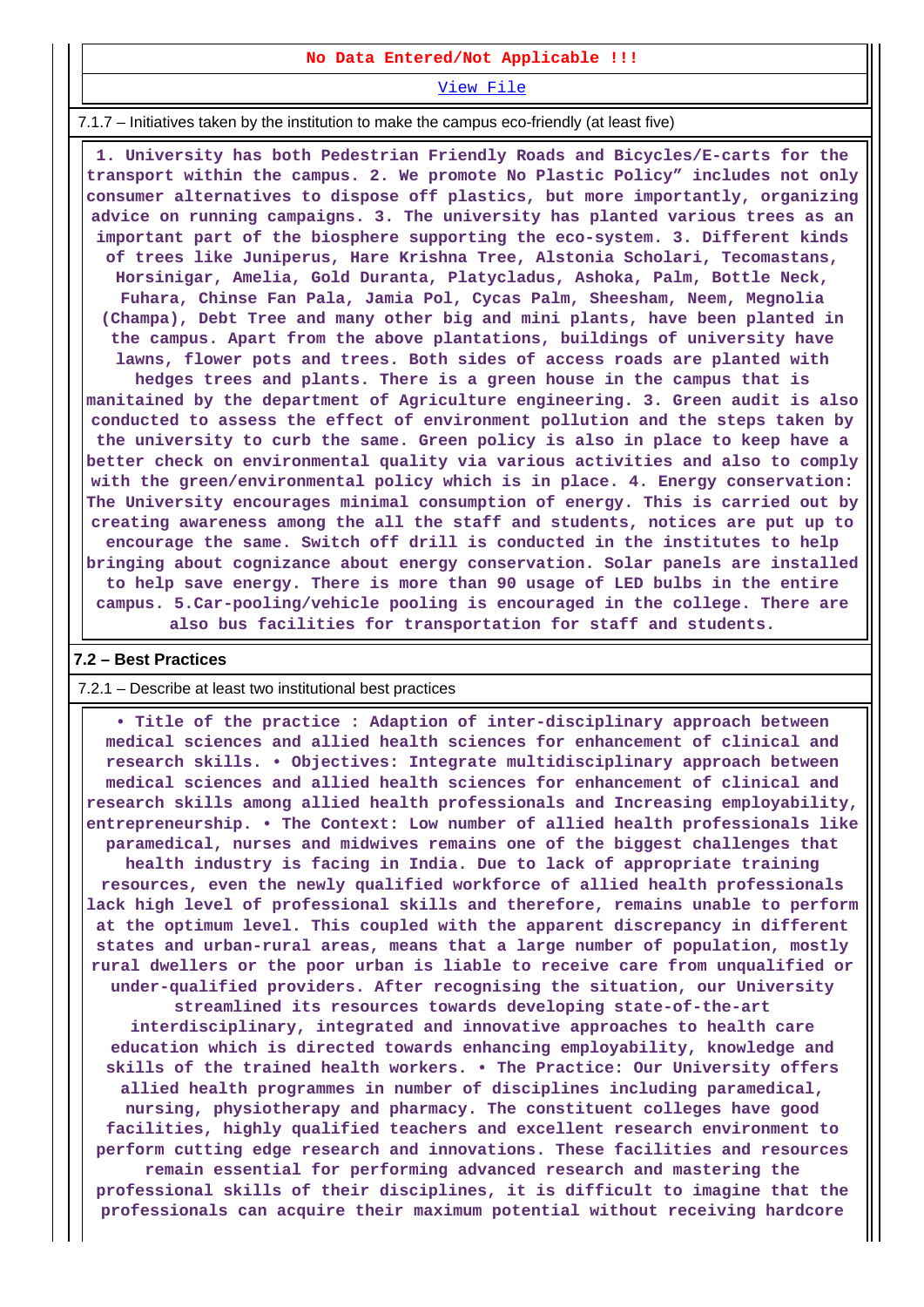No Data Entered/Not Applicable !!!

View File

7.1.7 – Initiatives taken by the institution to make the campus eco-friendly (at least five)

1. University has both Pedestrian Friendly Roads and Bicycles/E-carts for the transport within the campus. 2. We promote No Plastic Policy" includes not only consumer alternatives to dispose off plastics, but more importantly, organizing advice on running campaigns. 3. The university has planted various trees as an important part of the biosphere supporting the eco-system. 3. Different kinds of trees like Juniperus, Hare Krishna Tree, Alstonia Scholari, Tecomastans, Horsinigar, Amelia, Gold Duranta, Platycladus, Ashoka, Palm, Bottle Neck, Fuhara, Chinse Fan Pala, Jamia Pol, Cycas Palm, Sheesham, Neem, Megnolia (Champa), Debt Tree and many other big and mini plants, have been planted in the campus. Apart from the above plantations, buildings of university have lawns, flower pots and trees. Both sides of access roads are planted with hedges trees and plants. There is a green house in the campus that is manitained by the department of Agriculture engineering. 3. Green audit is also conducted to assess the effect of environment pollution and the steps taken by the university to curb the same. Green policy is also in place to keep have a better check on environmental quality via various activities and also to comply with the green/environmental policy which is in place. 4. Energy conservation: The University encourages minimal consumption of energy. This is carried out by creating awareness among the all the staff and students, notices are put up to encourage the same. Switch off drill is conducted in the institutes to help bringing about cognizance about energy conservation. Solar panels are installed to help save energy. There is more than 90 usage of LED bulbs in the entire campus. 5.Car-pooling/vehicle pooling is encouraged in the college. There are also bus facilities for transportation for staff and students.

**7.2 – Best Practices**

7.2.1 – Describe at least two institutional best practices

• Title of the practice : Adaption of inter-disciplinary approach between medical sciences and allied health sciences for enhancement of clinical and research skills. • Objectives: Integrate multidisciplinary approach between medical sciences and allied health sciences for enhancement of clinical and research skills among allied health professionals and Increasing employability, entrepreneurship. • The Context: Low number of allied health professionals like paramedical, nurses and midwives remains one of the biggest challenges that health industry is facing in India. Due to lack of appropriate training resources, even the newly qualified workforce of allied health professionals lack high level of professional skills and therefore, remains unable to perform at the optimum level. This coupled with the apparent discrepancy in different states and urban-rural areas, means that a large number of population, mostly rural dwellers or the poor urban is liable to receive care from unqualified or under-qualified providers. After recognising the situation, our University streamlined its resources towards developing state-of-the-art interdisciplinary, integrated and innovative approaches to health care education which is directed towards enhancing employability, knowledge and skills of the trained health workers. • The Practice: Our University offers allied health programmes in number of disciplines including paramedical, nursing, physiotherapy and pharmacy. The constituent colleges have good facilities, highly qualified teachers and excellent research environment to perform cutting edge research and innovations. These facilities and resources remain essential for performing advanced research and mastering the professional skills of their disciplines, it is difficult to imagine that the professionals can acquire their maximum potential without receiving hardcore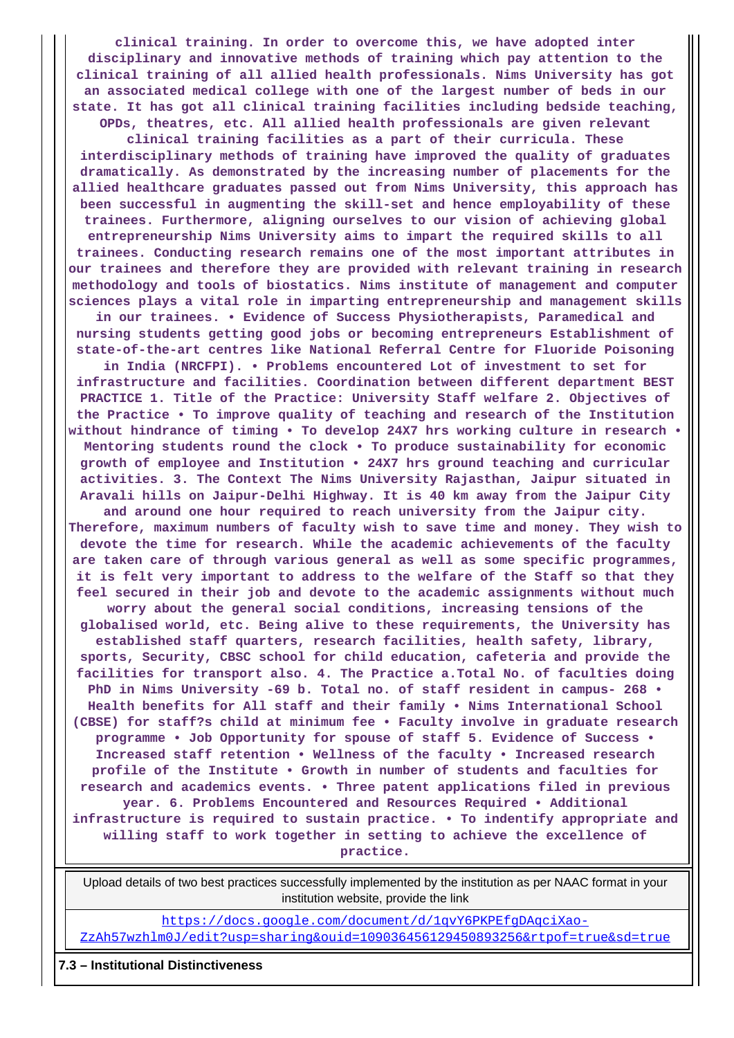**clinical training. In order to overcome this, we have adopted inter disciplinary and innovative methods of training which pay attention to the clinical training of all allied health professionals. Nims University has got an associated medical college with one of the largest number of beds in our state. It has got all clinical training facilities including bedside teaching, OPDs, theatres, etc. All allied health professionals are given relevant clinical training facilities as a part of their curricula. These interdisciplinary methods of training have improved the quality of graduates dramatically. As demonstrated by the increasing number of placements for the allied healthcare graduates passed out from Nims University, this approach has been successful in augmenting the skill-set and hence employability of these trainees. Furthermore, aligning ourselves to our vision of achieving global entrepreneurship Nims University aims to impart the required skills to all trainees. Conducting research remains one of the most important attributes in our trainees and therefore they are provided with relevant training in research methodology and tools of biostatics. Nims institute of management and computer sciences plays a vital role in imparting entrepreneurship and management skills in our trainees. • Evidence of Success Physiotherapists, Paramedical and nursing students getting good jobs or becoming entrepreneurs Establishment of state-of-the-art centres like National Referral Centre for Fluoride Poisoning in India (NRCFPI). • Problems encountered Lot of investment to set for infrastructure and facilities. Coordination between different department BEST PRACTICE 1. Title of the Practice: University Staff welfare 2. Objectives of the Practice • To improve quality of teaching and research of the Institution without hindrance of timing • To develop 24X7 hrs working culture in research • Mentoring students round the clock • To produce sustainability for economic growth of employee and Institution • 24X7 hrs ground teaching and curricular activities. 3. The Context The Nims University Rajasthan, Jaipur situated in Aravali hills on Jaipur-Delhi Highway. It is 40 km away from the Jaipur City and around one hour required to reach university from the Jaipur city. Therefore, maximum numbers of faculty wish to save time and money. They wish to devote the time for research. While the academic achievements of the faculty are taken care of through various general as well as some specific programmes, it is felt very important to address to the welfare of the Staff so that they feel secured in their job and devote to the academic assignments without much worry about the general social conditions, increasing tensions of the globalised world, etc. Being alive to these requirements, the University has established staff quarters, research facilities, health safety, library, sports, Security, CBSC school for child education, cafeteria and provide the facilities for transport also. 4. The Practice a.Total No. of faculties doing PhD in Nims University -69 b. Total no. of staff resident in campus- 268 • Health benefits for All staff and their family • Nims International School (CBSE) for staff?s child at minimum fee • Faculty involve in graduate research programme • Job Opportunity for spouse of staff 5. Evidence of Success • Increased staff retention • Wellness of the faculty • Increased research profile of the Institute • Growth in number of students and faculties for research and academics events. • Three patent applications filed in previous year. 6. Problems Encountered and Resources Required • Additional infrastructure is required to sustain practice. • To indentify appropriate and willing staff to work together in setting to achieve the excellence of practice.**

| Upload details of two best practices successfully implemented by the institution as per NAAC format in your institution website, provide the link |
|---|
| https://docs.google.com/document/d/1qvY6PKPEfgDAqciXao-ZzAh57wzhlm0J/edit?usp=sharing&ouid=109036456129450893256&rtpof=true&sd=true |

**7.3 – Institutional Distinctiveness**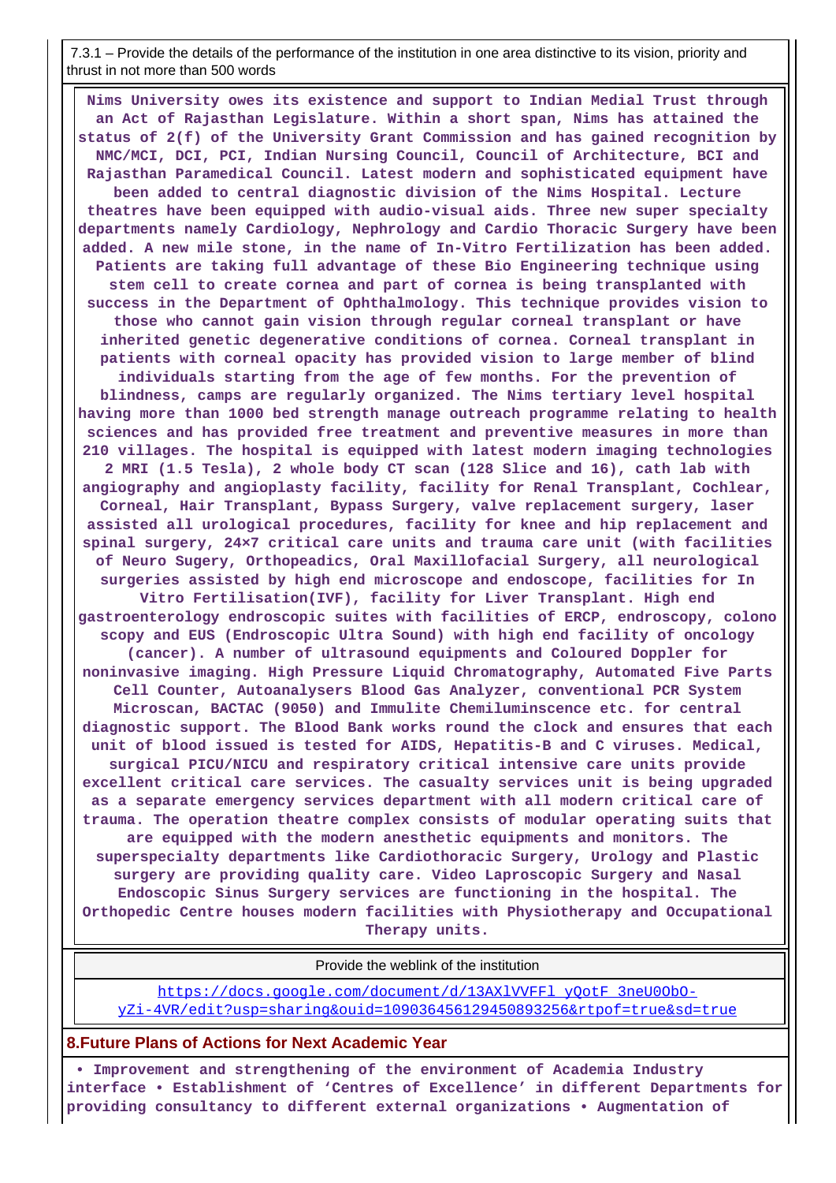7.3.1 – Provide the details of the performance of the institution in one area distinctive to its vision, priority and thrust in not more than 500 words

**Nims University owes its existence and support to Indian Medial Trust through an Act of Rajasthan Legislature. Within a short span, Nims has attained the status of 2(f) of the University Grant Commission and has gained recognition by NMC/MCI, DCI, PCI, Indian Nursing Council, Council of Architecture, BCI and Rajasthan Paramedical Council. Latest modern and sophisticated equipment have been added to central diagnostic division of the Nims Hospital. Lecture theatres have been equipped with audio-visual aids. Three new super specialty departments namely Cardiology, Nephrology and Cardio Thoracic Surgery have been added. A new mile stone, in the name of In-Vitro Fertilization has been added. Patients are taking full advantage of these Bio Engineering technique using stem cell to create cornea and part of cornea is being transplanted with success in the Department of Ophthalmology. This technique provides vision to those who cannot gain vision through regular corneal transplant or have inherited genetic degenerative conditions of cornea. Corneal transplant in patients with corneal opacity has provided vision to large member of blind individuals starting from the age of few months. For the prevention of blindness, camps are regularly organized. The Nims tertiary level hospital having more than 1000 bed strength manage outreach programme relating to health sciences and has provided free treatment and preventive measures in more than 210 villages. The hospital is equipped with latest modern imaging technologies 2 MRI (1.5 Tesla), 2 whole body CT scan (128 Slice and 16), cath lab with angiography and angioplasty facility, facility for Renal Transplant, Cochlear, Corneal, Hair Transplant, Bypass Surgery, valve replacement surgery, laser assisted all urological procedures, facility for knee and hip replacement and spinal surgery, 24×7 critical care units and trauma care unit (with facilities of Neuro Sugery, Orthopeadics, Oral Maxillofacial Surgery, all neurological surgeries assisted by high end microscope and endoscope, facilities for In Vitro Fertilisation(IVF), facility for Liver Transplant. High end gastroenterology endroscopic suites with facilities of ERCP, endroscopy, colono scopy and EUS (Endroscopic Ultra Sound) with high end facility of oncology (cancer). A number of ultrasound equipments and Coloured Doppler for noninvasive imaging. High Pressure Liquid Chromatography, Automated Five Parts Cell Counter, Autoanalysers Blood Gas Analyzer, conventional PCR System Microscan, BACTAC (9050) and Immulite Chemiluminscence etc. for central diagnostic support. The Blood Bank works round the clock and ensures that each unit of blood issued is tested for AIDS, Hepatitis-B and C viruses. Medical, surgical PICU/NICU and respiratory critical intensive care units provide excellent critical care services. The casualty services unit is being upgraded as a separate emergency services department with all modern critical care of trauma. The operation theatre complex consists of modular operating suits that are equipped with the modern anesthetic equipments and monitors. The superspecialty departments like Cardiothoracic Surgery, Urology and Plastic surgery are providing quality care. Video Laproscopic Surgery and Nasal Endoscopic Sinus Surgery services are functioning in the hospital. The Orthopedic Centre houses modern facilities with Physiotherapy and Occupational Therapy units.**

| Provide the weblink of the institution |
| --- |
| https://docs.google.com/document/d/13AXlVVFFl_yQotF_3neU0ObO-yZi-4VR/edit?usp=sharing&ouid=109036456129450893256&rtpof=true&sd=true |

## 8.Future Plans of Actions for Next Academic Year

**• Improvement and strengthening of the environment of Academia Industry interface • Establishment of 'Centres of Excellence' in different Departments for providing consultancy to different external organizations • Augmentation of**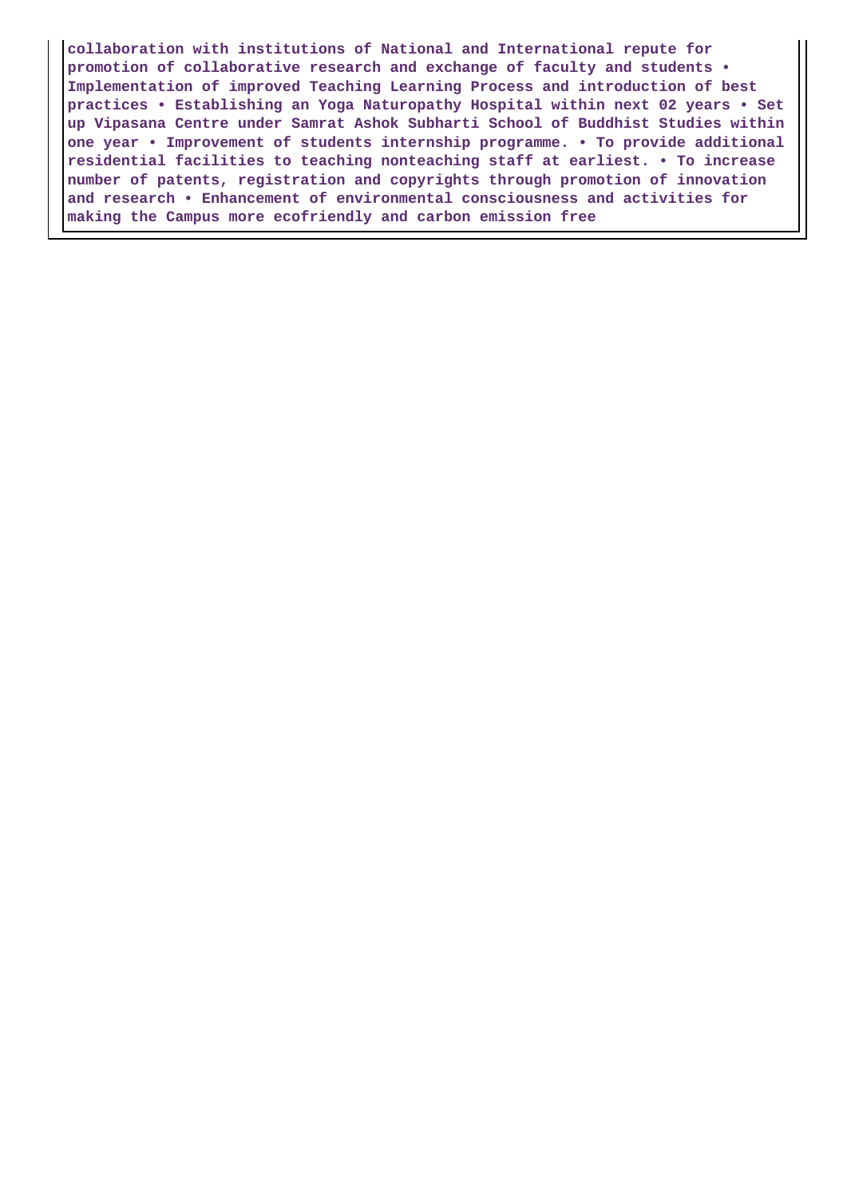**collaboration with institutions of National and International repute for promotion of collaborative research and exchange of faculty and students • Implementation of improved Teaching Learning Process and introduction of best practices • Establishing an Yoga Naturopathy Hospital within next 02 years • Set up Vipasana Centre under Samrat Ashok Subharti School of Buddhist Studies within one year • Improvement of students internship programme. • To provide additional residential facilities to teaching nonteaching staff at earliest. • To increase number of patents, registration and copyrights through promotion of innovation and research • Enhancement of environmental consciousness and activities for making the Campus more ecofriendly and carbon emission free**